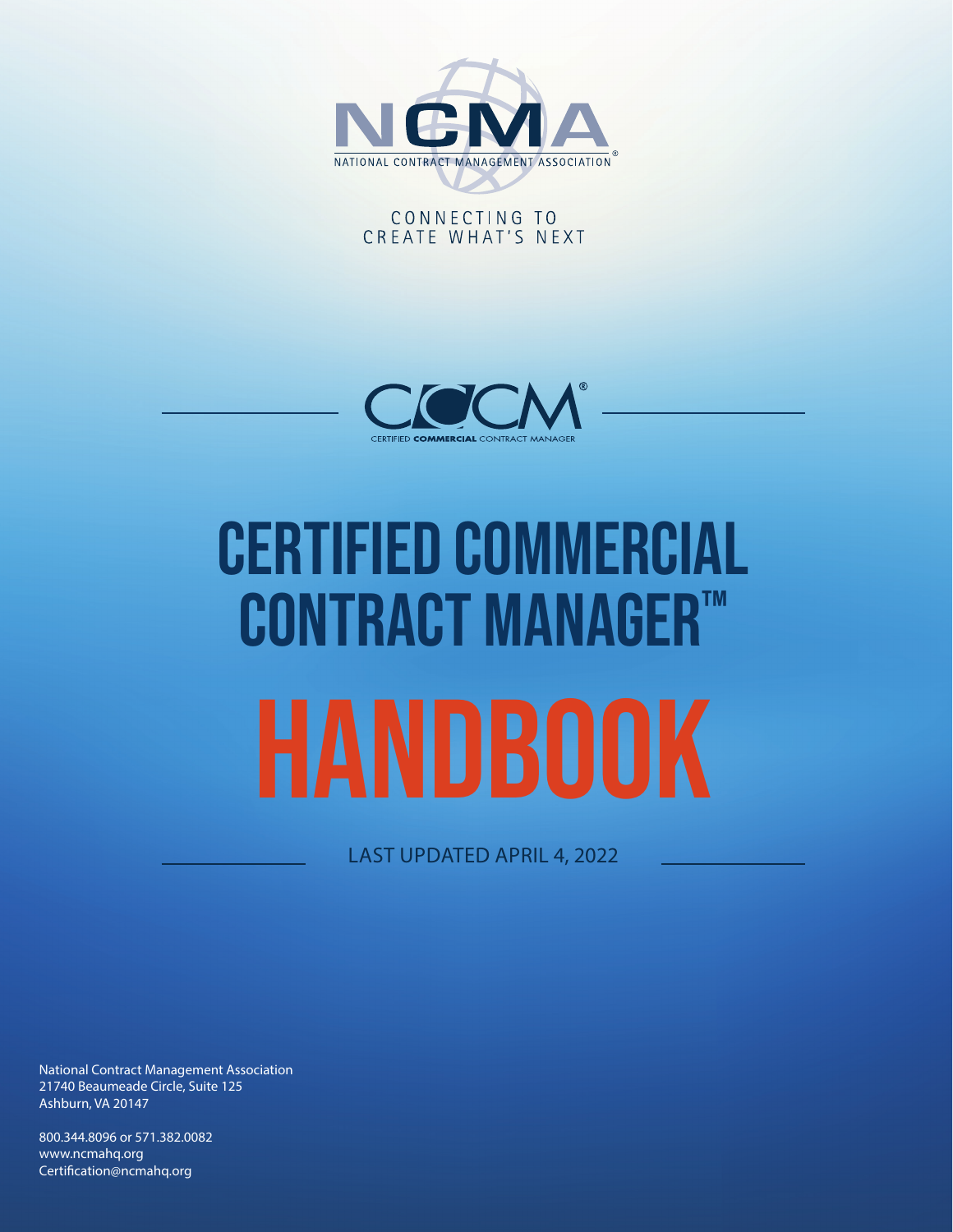NCMA

NATIONAL CONTRACT MANAGEMENT ASSOCIATION®

CONNECTING TO
CREATE WHAT'S NEXT

CCCM®

CERTIFIED COMMERCIAL CONTRACT MANAGER

# CERTIFIED COMMERCIAL CONTRACT MANAGER™

# HANDBOOK

LAST UPDATED APRIL 4, 2022

National Contract Management Association
21740 Beaumeade Circle, Suite 125
Ashburn, VA 20147

800.344.8096 or 571.382.0082
www.ncmahq.org
Certification@ncmahq.org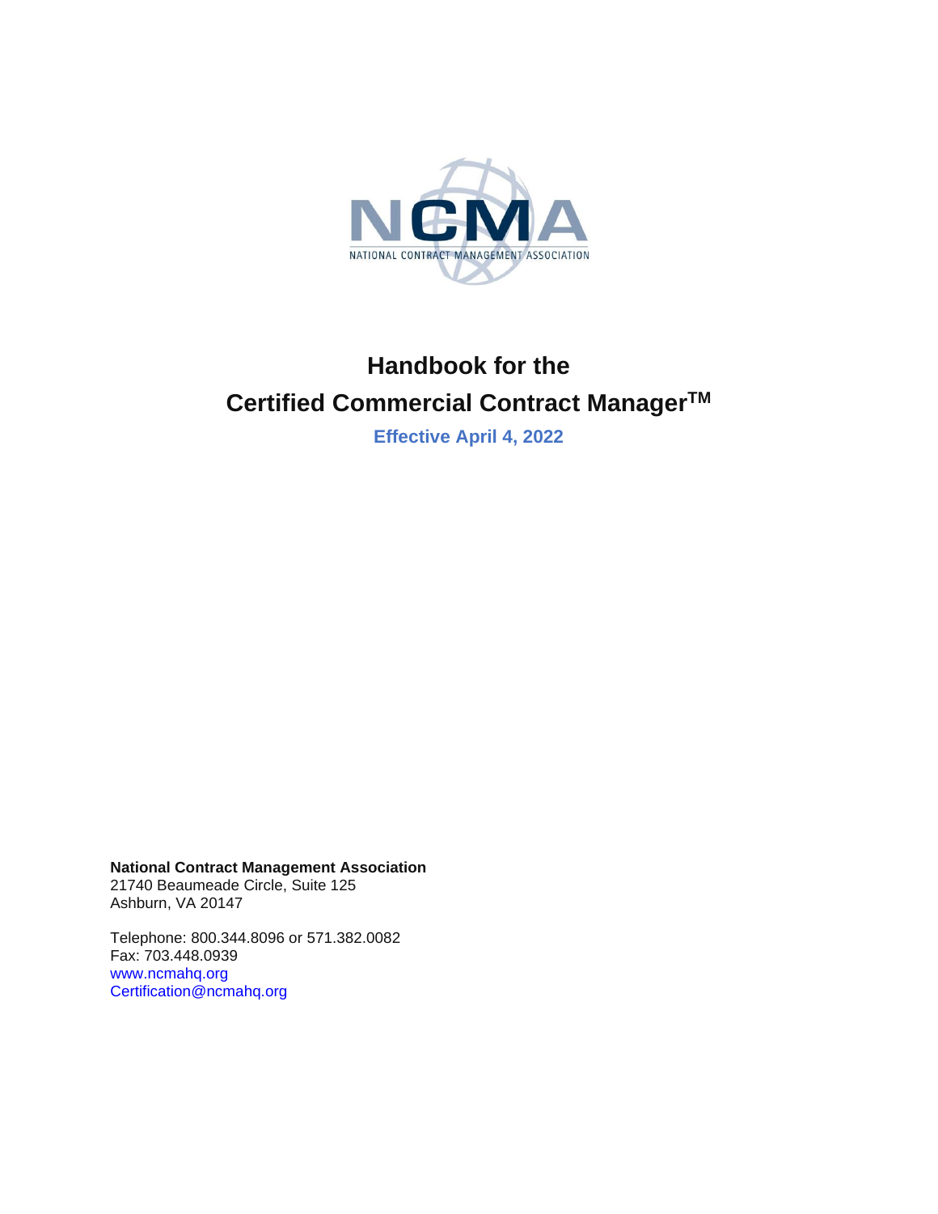NCMA

NATIONAL CONTRACT MANAGEMENT ASSOCIATION

# Handbook for the Certified Commercial Contract Manager™

**Effective April 4, 2022**

**National Contract Management Association**
21740 Beaumeade Circle, Suite 125
Ashburn, VA 20147

Telephone: 800.344.8096 or 571.382.0082
Fax: 703.448.0939
www.ncmahq.org
Certification@ncmahq.org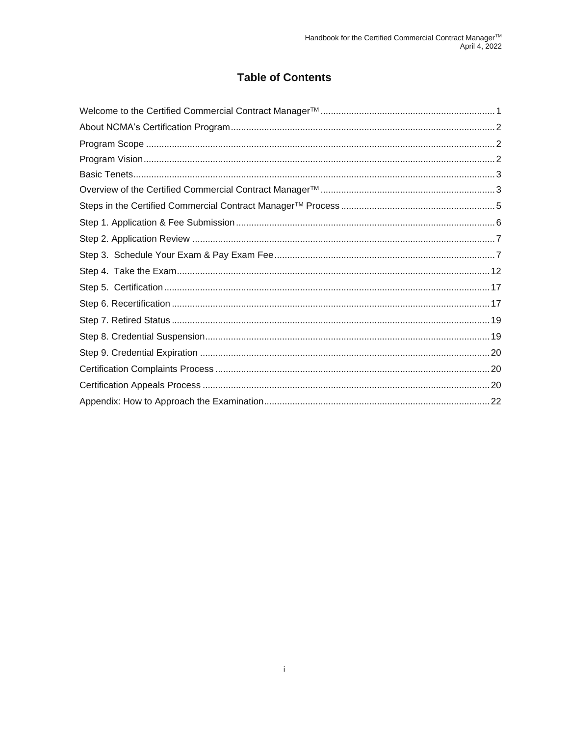# Table of Contents

- Welcome to the Certified Commercial Contract Manager™ ....... 1
- About NCMA's Certification Program ....... 2
- Program Scope ....... 2
- Program Vision ....... 2
- Basic Tenets ....... 3
- Overview of the Certified Commercial Contract Manager™ ....... 3
- Steps in the Certified Commercial Contract Manager™ Process ....... 5
- Step 1. Application & Fee Submission ....... 6
- Step 2. Application Review ....... 7
- Step 3. Schedule Your Exam & Pay Exam Fee ....... 7
- Step 4. Take the Exam ....... 12
- Step 5. Certification ....... 17
- Step 6. Recertification ....... 17
- Step 7. Retired Status ....... 19
- Step 8. Credential Suspension ....... 19
- Step 9. Credential Expiration ....... 20
- Certification Complaints Process ....... 20
- Certification Appeals Process ....... 20
- Appendix: How to Approach the Examination ....... 22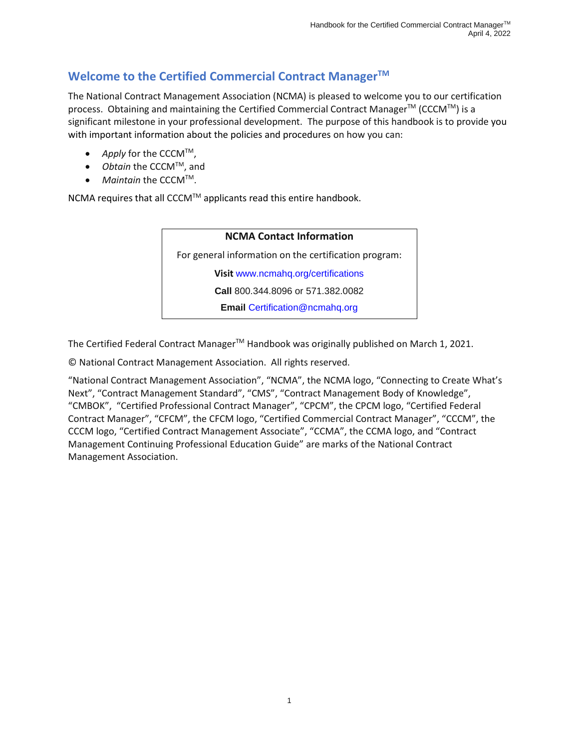## Welcome to the Certified Commercial Contract Manager™

The National Contract Management Association (NCMA) is pleased to welcome you to our certification process. Obtaining and maintaining the Certified Commercial Contract Manager™ (CCCM™) is a significant milestone in your professional development. The purpose of this handbook is to provide you with important information about the policies and procedures on how you can:

- *Apply* for the CCCM™,
- *Obtain* the CCCM™, and
- *Maintain* the CCCM™.

NCMA requires that all CCCM™ applicants read this entire handbook.

| **NCMA Contact Information** |
|---|
| For general information on the certification program: |
| **Visit** www.ncmahq.org/certifications |
| **Call** 800.344.8096 or 571.382.0082 |
| **Email** Certification@ncmahq.org |

The Certified Federal Contract Manager™ Handbook was originally published on March 1, 2021.

© National Contract Management Association. All rights reserved.

"National Contract Management Association", "NCMA", the NCMA logo, "Connecting to Create What's Next", "Contract Management Standard", "CMS", "Contract Management Body of Knowledge", "CMBOK", "Certified Professional Contract Manager", "CPCM", the CPCM logo, "Certified Federal Contract Manager", "CFCM", the CFCM logo, "Certified Commercial Contract Manager", "CCCM", the CCCM logo, "Certified Contract Management Associate", "CCMA", the CCMA logo, and "Contract Management Continuing Professional Education Guide" are marks of the National Contract Management Association.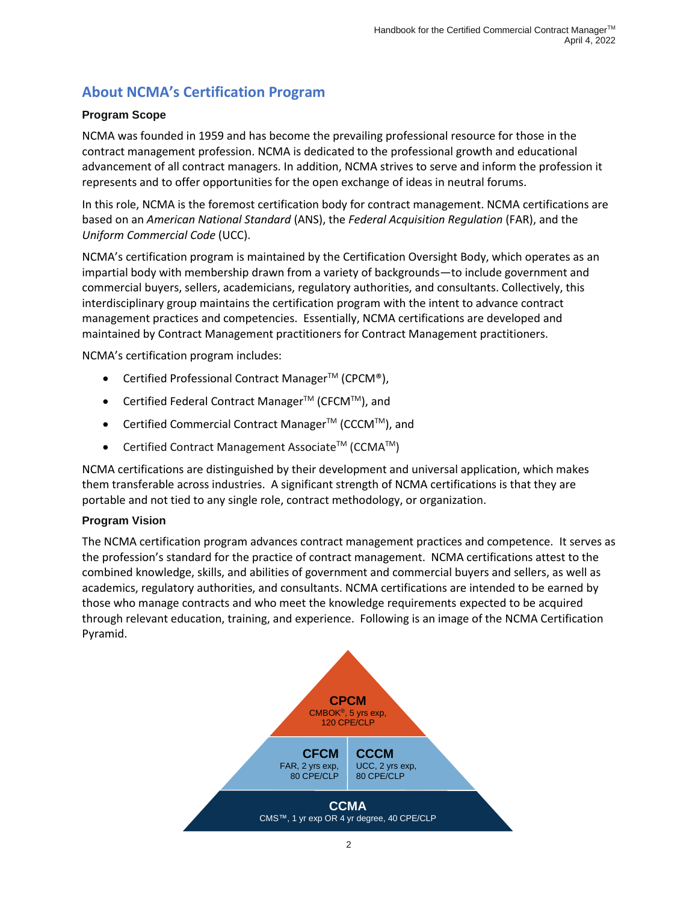## About NCMA's Certification Program

### Program Scope

NCMA was founded in 1959 and has become the prevailing professional resource for those in the contract management profession. NCMA is dedicated to the professional growth and educational advancement of all contract managers. In addition, NCMA strives to serve and inform the profession it represents and to offer opportunities for the open exchange of ideas in neutral forums.

In this role, NCMA is the foremost certification body for contract management. NCMA certifications are based on an *American National Standard* (ANS), the *Federal Acquisition Regulation* (FAR), and the *Uniform Commercial Code* (UCC).

NCMA's certification program is maintained by the Certification Oversight Body, which operates as an impartial body with membership drawn from a variety of backgrounds—to include government and commercial buyers, sellers, academicians, regulatory authorities, and consultants. Collectively, this interdisciplinary group maintains the certification program with the intent to advance contract management practices and competencies. Essentially, NCMA certifications are developed and maintained by Contract Management practitioners for Contract Management practitioners.

NCMA's certification program includes:

- Certified Professional Contract Manager™ (CPCM®),
- Certified Federal Contract Manager™ (CFCM™), and
- Certified Commercial Contract Manager™ (CCCM™), and
- Certified Contract Management Associate™ (CCMA™)

NCMA certifications are distinguished by their development and universal application, which makes them transferable across industries. A significant strength of NCMA certifications is that they are portable and not tied to any single role, contract methodology, or organization.

### Program Vision

The NCMA certification program advances contract management practices and competence. It serves as the profession's standard for the practice of contract management. NCMA certifications attest to the combined knowledge, skills, and abilities of government and commercial buyers and sellers, as well as academics, regulatory authorities, and consultants. NCMA certifications are intended to be earned by those who manage contracts and who meet the knowledge requirements expected to be acquired through relevant education, training, and experience. Following is an image of the NCMA Certification Pyramid.

**CPCM**
CMBOK®, 5 yrs exp, 120 CPE/CLP

**CFCM**
FAR, 2 yrs exp, 80 CPE/CLP

**CCCM**
UCC, 2 yrs exp, 80 CPE/CLP

**CCMA**
CMS™, 1 yr exp OR 4 yr degree, 40 CPE/CLP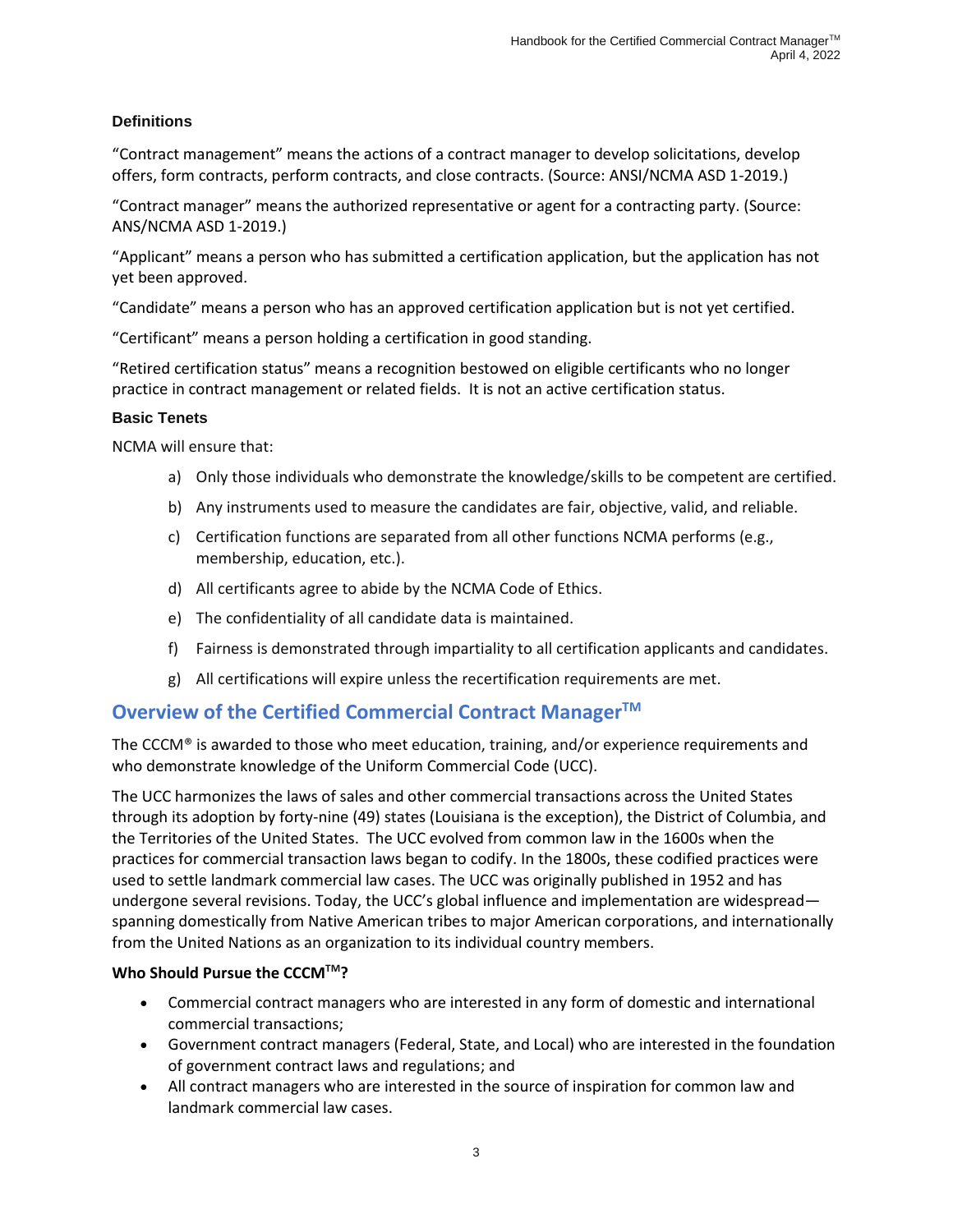### Definitions

“Contract management” means the actions of a contract manager to develop solicitations, develop offers, form contracts, perform contracts, and close contracts. (Source: ANSI/NCMA ASD 1-2019.)

“Contract manager” means the authorized representative or agent for a contracting party. (Source: ANS/NCMA ASD 1-2019.)

“Applicant” means a person who has submitted a certification application, but the application has not yet been approved.

“Candidate” means a person who has an approved certification application but is not yet certified.

“Certificant” means a person holding a certification in good standing.

“Retired certification status” means a recognition bestowed on eligible certificants who no longer practice in contract management or related fields. It is not an active certification status.

### Basic Tenets

NCMA will ensure that:

a) Only those individuals who demonstrate the knowledge/skills to be competent are certified.

b) Any instruments used to measure the candidates are fair, objective, valid, and reliable.

c) Certification functions are separated from all other functions NCMA performs (e.g., membership, education, etc.).

d) All certificants agree to abide by the NCMA Code of Ethics.

e) The confidentiality of all candidate data is maintained.

f) Fairness is demonstrated through impartiality to all certification applicants and candidates.

g) All certifications will expire unless the recertification requirements are met.

## Overview of the Certified Commercial Contract Manager™

The CCCM® is awarded to those who meet education, training, and/or experience requirements and who demonstrate knowledge of the Uniform Commercial Code (UCC).

The UCC harmonizes the laws of sales and other commercial transactions across the United States through its adoption by forty-nine (49) states (Louisiana is the exception), the District of Columbia, and the Territories of the United States. The UCC evolved from common law in the 1600s when the practices for commercial transaction laws began to codify. In the 1800s, these codified practices were used to settle landmark commercial law cases. The UCC was originally published in 1952 and has undergone several revisions. Today, the UCC’s global influence and implementation are widespread—spanning domestically from Native American tribes to major American corporations, and internationally from the United Nations as an organization to its individual country members.

**Who Should Pursue the CCCM™?**

- Commercial contract managers who are interested in any form of domestic and international commercial transactions;
- Government contract managers (Federal, State, and Local) who are interested in the foundation of government contract laws and regulations; and
- All contract managers who are interested in the source of inspiration for common law and landmark commercial law cases.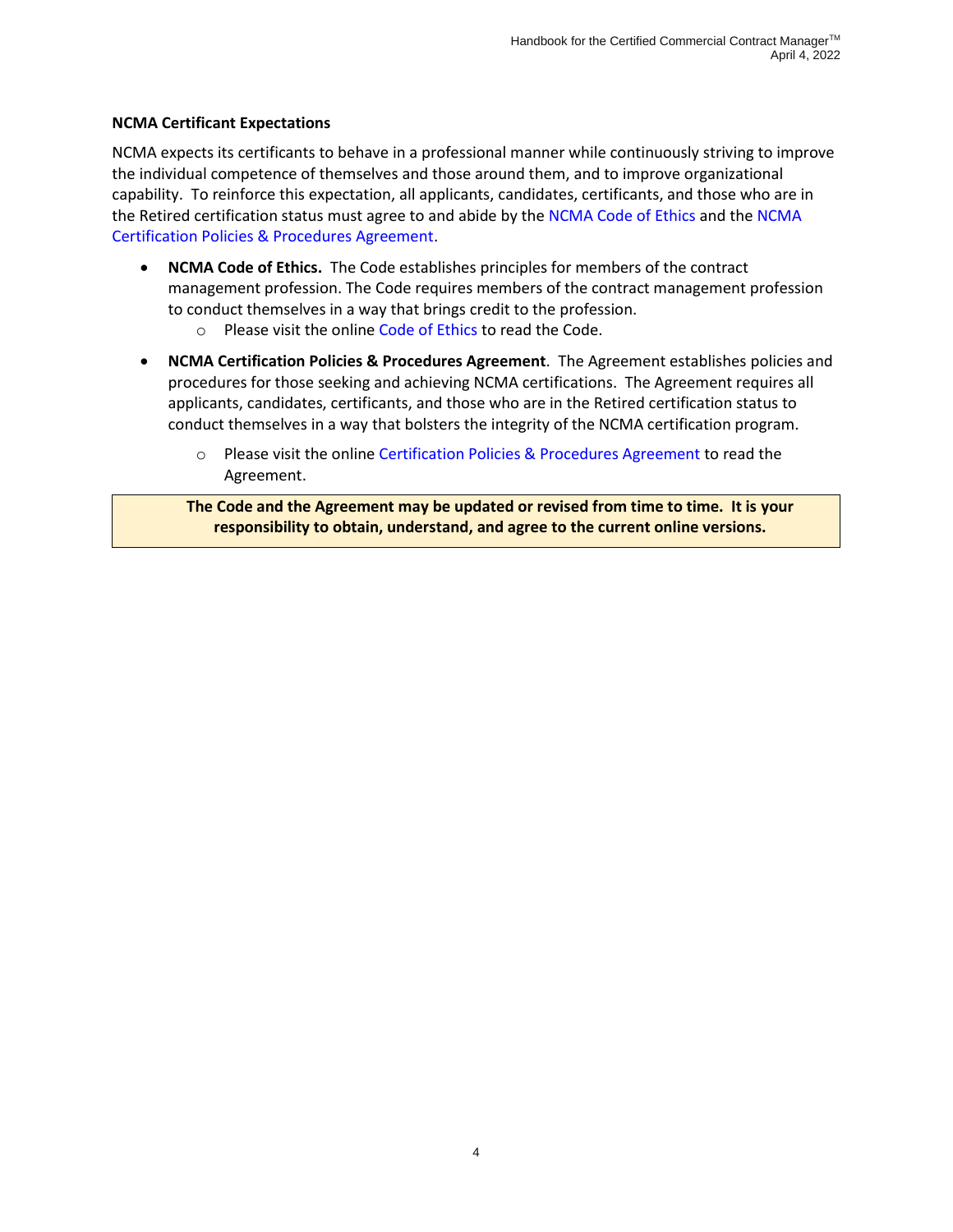### NCMA Certificant Expectations

NCMA expects its certificants to behave in a professional manner while continuously striving to improve the individual competence of themselves and those around them, and to improve organizational capability. To reinforce this expectation, all applicants, candidates, certificants, and those who are in the Retired certification status must agree to and abide by the NCMA Code of Ethics and the NCMA Certification Policies & Procedures Agreement.

- **NCMA Code of Ethics.** The Code establishes principles for members of the contract management profession. The Code requires members of the contract management profession to conduct themselves in a way that brings credit to the profession.
  - Please visit the online Code of Ethics to read the Code.
- **NCMA Certification Policies & Procedures Agreement**. The Agreement establishes policies and procedures for those seeking and achieving NCMA certifications. The Agreement requires all applicants, candidates, certificants, and those who are in the Retired certification status to conduct themselves in a way that bolsters the integrity of the NCMA certification program.
  - Please visit the online Certification Policies & Procedures Agreement to read the Agreement.

**The Code and the Agreement may be updated or revised from time to time. It is your responsibility to obtain, understand, and agree to the current online versions.**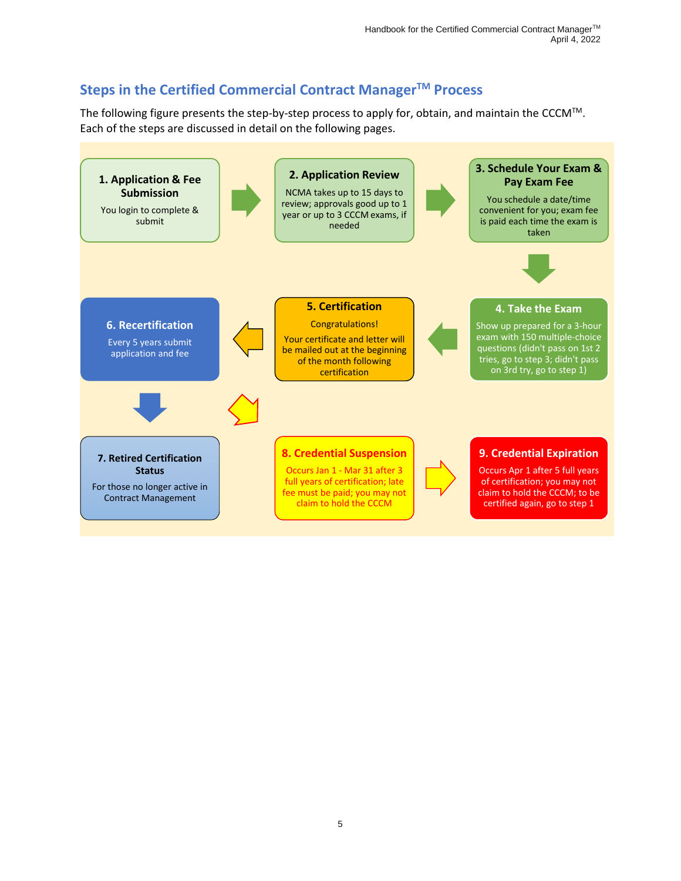## Steps in the Certified Commercial Contract Manager™ Process

The following figure presents the step-by-step process to apply for, obtain, and maintain the CCCM™. Each of the steps are discussed in detail on the following pages.

**1. Application & Fee Submission**

You login to complete & submit

**2. Application Review**

NCMA takes up to 15 days to review; approvals good up to 1 year or up to 3 CCCM exams, if needed

**3. Schedule Your Exam & Pay Exam Fee**

You schedule a date/time convenient for you; exam fee is paid each time the exam is taken

**4. Take the Exam**

Show up prepared for a 3-hour exam with 150 multiple-choice questions (didn't pass on 1st 2 tries, go to step 3; didn't pass on 3rd try, go to step 1)

**5. Certification**

Congratulations!

Your certificate and letter will be mailed out at the beginning of the month following certification

**6. Recertification**

Every 5 years submit application and fee

**7. Retired Certification Status**

For those no longer active in Contract Management

**8. Credential Suspension**

Occurs Jan 1 - Mar 31 after 3 full years of certification; late fee must be paid; you may not claim to hold the CCCM

**9. Credential Expiration**

Occurs Apr 1 after 5 full years of certification; you may not claim to hold the CCCM; to be certified again, go to step 1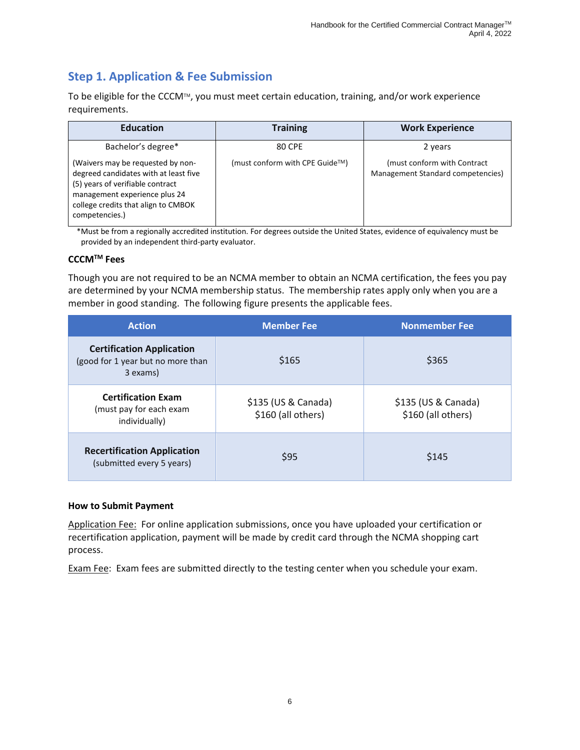## Step 1. Application & Fee Submission

To be eligible for the CCCM™, you must meet certain education, training, and/or work experience requirements.

| Education | Training | Work Experience |
|---|---|---|
| Bachelor's degree*<br><br>(Waivers may be requested by non-degreed candidates with at least five (5) years of verifiable contract management experience plus 24 college credits that align to CMBOK competencies.) | 80 CPE<br><br>(must conform with CPE Guide™) | 2 years<br><br>(must conform with Contract Management Standard competencies) |

*Must be from a regionally accredited institution. For degrees outside the United States, evidence of equivalency must be provided by an independent third-party evaluator.

### CCCM™ Fees

Though you are not required to be an NCMA member to obtain an NCMA certification, the fees you pay are determined by your NCMA membership status. The membership rates apply only when you are a member in good standing. The following figure presents the applicable fees.

| Action | Member Fee | Nonmember Fee |
|---|---|---|
| **Certification Application** (good for 1 year but no more than 3 exams) | $165 | $365 |
| **Certification Exam** (must pay for each exam individually) | $135 (US & Canada)<br>$160 (all others) | $135 (US & Canada)<br>$160 (all others) |
| **Recertification Application** (submitted every 5 years) | $95 | $145 |

### How to Submit Payment

Application Fee: For online application submissions, once you have uploaded your certification or recertification application, payment will be made by credit card through the NCMA shopping cart process.

Exam Fee: Exam fees are submitted directly to the testing center when you schedule your exam.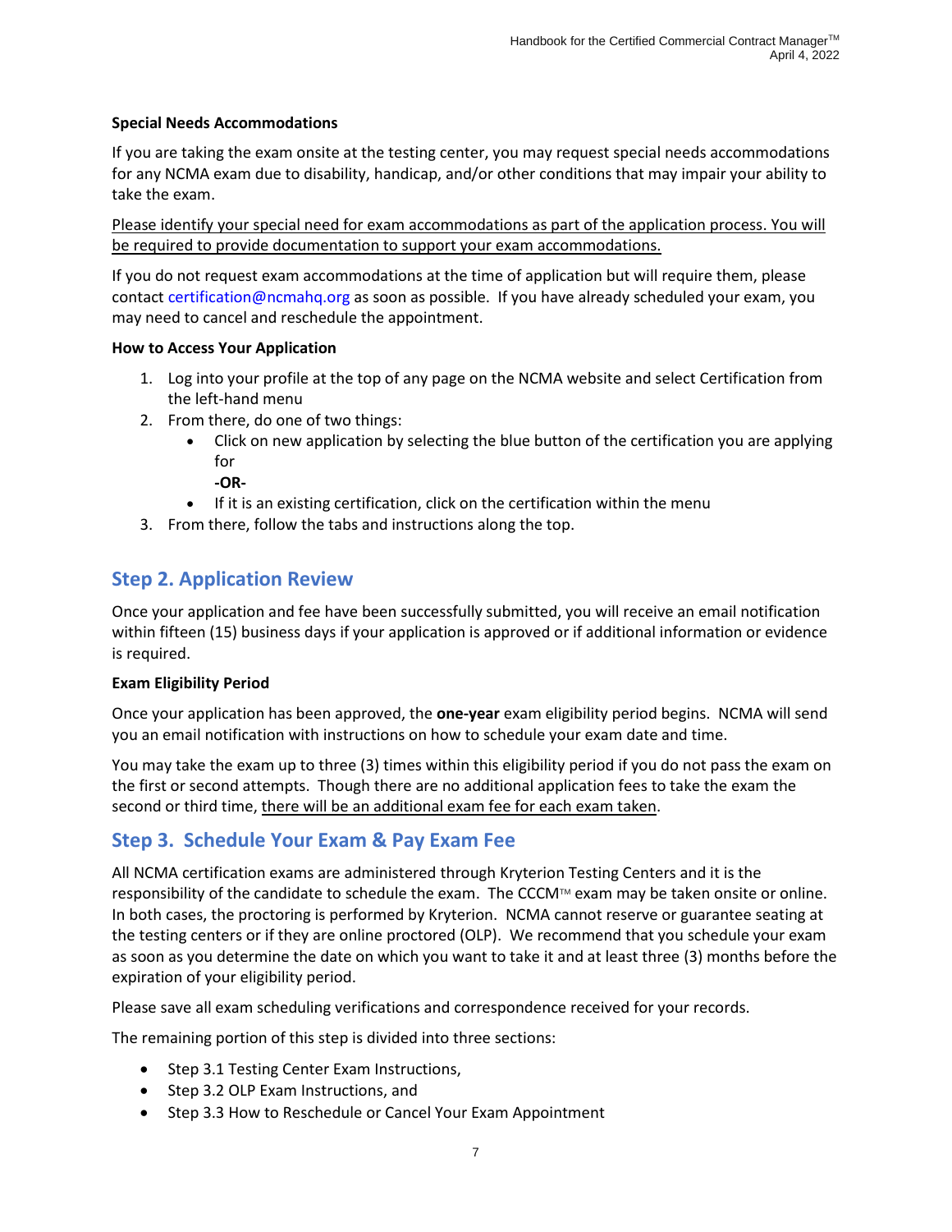**Special Needs Accommodations**

If you are taking the exam onsite at the testing center, you may request special needs accommodations for any NCMA exam due to disability, handicap, and/or other conditions that may impair your ability to take the exam.

Please identify your special need for exam accommodations as part of the application process. You will be required to provide documentation to support your exam accommodations.

If you do not request exam accommodations at the time of application but will require them, please contact certification@ncmahq.org as soon as possible. If you have already scheduled your exam, you may need to cancel and reschedule the appointment.

**How to Access Your Application**

1. Log into your profile at the top of any page on the NCMA website and select Certification from the left-hand menu
2. From there, do one of two things:
   - Click on new application by selecting the blue button of the certification you are applying for
     **-OR-**
   - If it is an existing certification, click on the certification within the menu
3. From there, follow the tabs and instructions along the top.

## Step 2. Application Review

Once your application and fee have been successfully submitted, you will receive an email notification within fifteen (15) business days if your application is approved or if additional information or evidence is required.

**Exam Eligibility Period**

Once your application has been approved, the **one-year** exam eligibility period begins. NCMA will send you an email notification with instructions on how to schedule your exam date and time.

You may take the exam up to three (3) times within this eligibility period if you do not pass the exam on the first or second attempts. Though there are no additional application fees to take the exam the second or third time, there will be an additional exam fee for each exam taken.

## Step 3. Schedule Your Exam & Pay Exam Fee

All NCMA certification exams are administered through Kryterion Testing Centers and it is the responsibility of the candidate to schedule the exam. The CCCM™ exam may be taken onsite or online. In both cases, the proctoring is performed by Kryterion. NCMA cannot reserve or guarantee seating at the testing centers or if they are online proctored (OLP). We recommend that you schedule your exam as soon as you determine the date on which you want to take it and at least three (3) months before the expiration of your eligibility period.

Please save all exam scheduling verifications and correspondence received for your records.

The remaining portion of this step is divided into three sections:

- Step 3.1 Testing Center Exam Instructions,
- Step 3.2 OLP Exam Instructions, and
- Step 3.3 How to Reschedule or Cancel Your Exam Appointment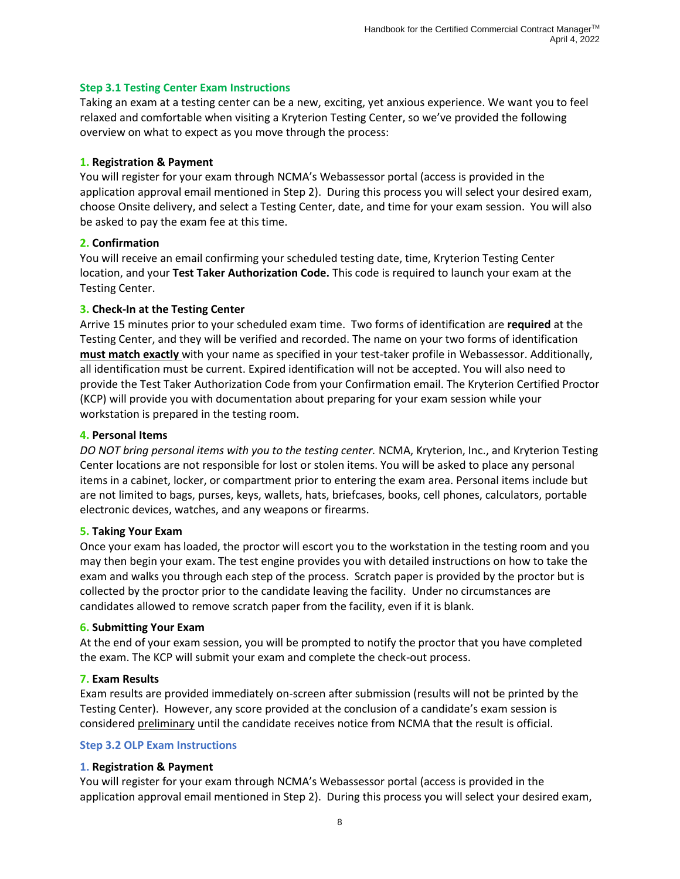### Step 3.1 Testing Center Exam Instructions

Taking an exam at a testing center can be a new, exciting, yet anxious experience. We want you to feel relaxed and comfortable when visiting a Kryterion Testing Center, so we've provided the following overview on what to expect as you move through the process:

**1. Registration & Payment**

You will register for your exam through NCMA's Webassessor portal (access is provided in the application approval email mentioned in Step 2). During this process you will select your desired exam, choose Onsite delivery, and select a Testing Center, date, and time for your exam session. You will also be asked to pay the exam fee at this time.

**2. Confirmation**

You will receive an email confirming your scheduled testing date, time, Kryterion Testing Center location, and your **Test Taker Authorization Code.** This code is required to launch your exam at the Testing Center.

**3. Check-In at the Testing Center**

Arrive 15 minutes prior to your scheduled exam time. Two forms of identification are **required** at the Testing Center, and they will be verified and recorded. The name on your two forms of identification **must match exactly** with your name as specified in your test-taker profile in Webassessor. Additionally, all identification must be current. Expired identification will not be accepted. You will also need to provide the Test Taker Authorization Code from your Confirmation email. The Kryterion Certified Proctor (KCP) will provide you with documentation about preparing for your exam session while your workstation is prepared in the testing room.

**4. Personal Items**

*DO NOT bring personal items with you to the testing center.* NCMA, Kryterion, Inc., and Kryterion Testing Center locations are not responsible for lost or stolen items. You will be asked to place any personal items in a cabinet, locker, or compartment prior to entering the exam area. Personal items include but are not limited to bags, purses, keys, wallets, hats, briefcases, books, cell phones, calculators, portable electronic devices, watches, and any weapons or firearms.

**5. Taking Your Exam**

Once your exam has loaded, the proctor will escort you to the workstation in the testing room and you may then begin your exam. The test engine provides you with detailed instructions on how to take the exam and walks you through each step of the process. Scratch paper is provided by the proctor but is collected by the proctor prior to the candidate leaving the facility. Under no circumstances are candidates allowed to remove scratch paper from the facility, even if it is blank.

**6. Submitting Your Exam**

At the end of your exam session, you will be prompted to notify the proctor that you have completed the exam. The KCP will submit your exam and complete the check-out process.

**7. Exam Results**

Exam results are provided immediately on-screen after submission (results will not be printed by the Testing Center). However, any score provided at the conclusion of a candidate's exam session is considered preliminary until the candidate receives notice from NCMA that the result is official.

### Step 3.2 OLP Exam Instructions

**1. Registration & Payment**

You will register for your exam through NCMA's Webassessor portal (access is provided in the application approval email mentioned in Step 2). During this process you will select your desired exam,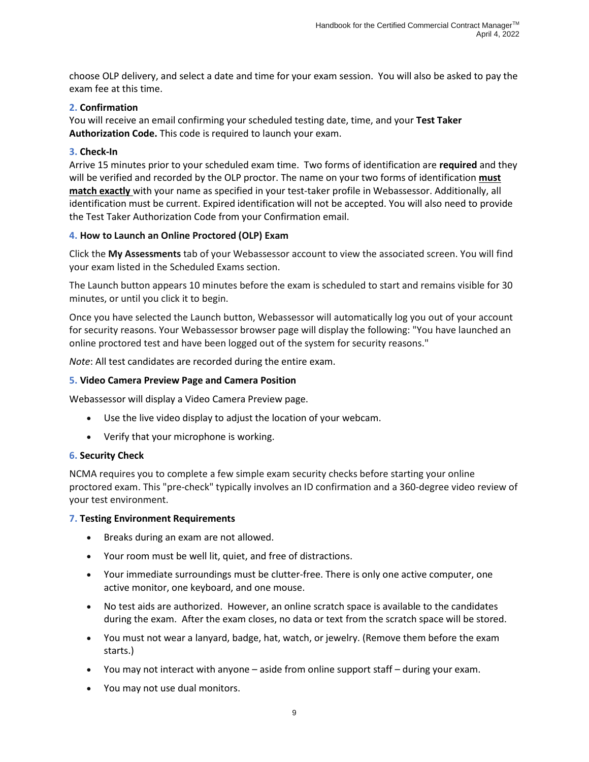choose OLP delivery, and select a date and time for your exam session. You will also be asked to pay the exam fee at this time.

**2. Confirmation**

You will receive an email confirming your scheduled testing date, time, and your **Test Taker Authorization Code.** This code is required to launch your exam.

**3. Check-In**

Arrive 15 minutes prior to your scheduled exam time. Two forms of identification are **required** and they will be verified and recorded by the OLP proctor. The name on your two forms of identification **must match exactly** with your name as specified in your test-taker profile in Webassessor. Additionally, all identification must be current. Expired identification will not be accepted. You will also need to provide the Test Taker Authorization Code from your Confirmation email.

**4. How to Launch an Online Proctored (OLP) Exam**

Click the **My Assessments** tab of your Webassessor account to view the associated screen. You will find your exam listed in the Scheduled Exams section.

The Launch button appears 10 minutes before the exam is scheduled to start and remains visible for 30 minutes, or until you click it to begin.

Once you have selected the Launch button, Webassessor will automatically log you out of your account for security reasons. Your Webassessor browser page will display the following: "You have launched an online proctored test and have been logged out of the system for security reasons."

*Note*: All test candidates are recorded during the entire exam.

**5. Video Camera Preview Page and Camera Position**

Webassessor will display a Video Camera Preview page.

- Use the live video display to adjust the location of your webcam.
- Verify that your microphone is working.

**6. Security Check**

NCMA requires you to complete a few simple exam security checks before starting your online proctored exam. This "pre-check" typically involves an ID confirmation and a 360-degree video review of your test environment.

**7. Testing Environment Requirements**

- Breaks during an exam are not allowed.
- Your room must be well lit, quiet, and free of distractions.
- Your immediate surroundings must be clutter-free. There is only one active computer, one active monitor, one keyboard, and one mouse.
- No test aids are authorized. However, an online scratch space is available to the candidates during the exam. After the exam closes, no data or text from the scratch space will be stored.
- You must not wear a lanyard, badge, hat, watch, or jewelry. (Remove them before the exam starts.)
- You may not interact with anyone – aside from online support staff – during your exam.
- You may not use dual monitors.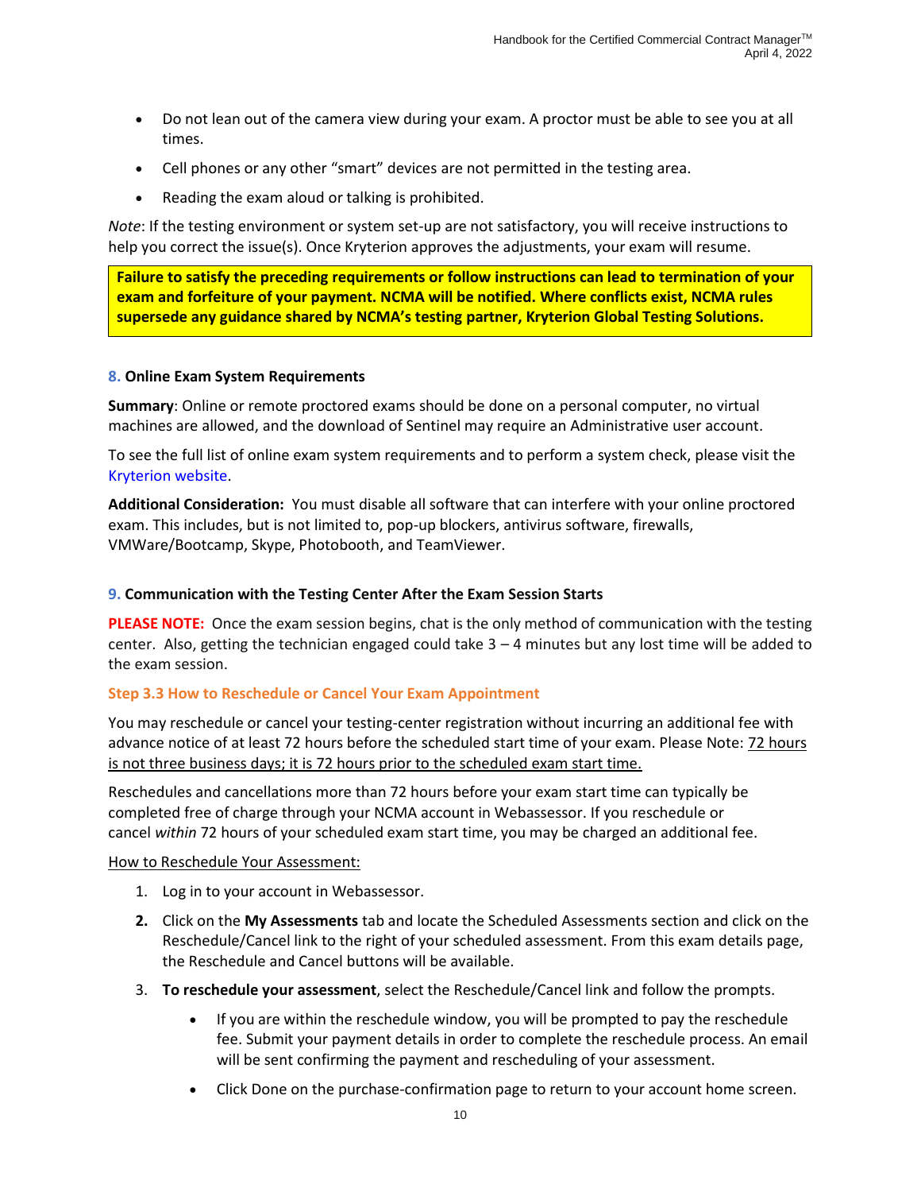- Do not lean out of the camera view during your exam. A proctor must be able to see you at all times.
- Cell phones or any other "smart" devices are not permitted in the testing area.
- Reading the exam aloud or talking is prohibited.

*Note*: If the testing environment or system set-up are not satisfactory, you will receive instructions to help you correct the issue(s). Once Kryterion approves the adjustments, your exam will resume.

**Failure to satisfy the preceding requirements or follow instructions can lead to termination of your exam and forfeiture of your payment. NCMA will be notified. Where conflicts exist, NCMA rules supersede any guidance shared by NCMA's testing partner, Kryterion Global Testing Solutions.**

### 8. Online Exam System Requirements

**Summary**: Online or remote proctored exams should be done on a personal computer, no virtual machines are allowed, and the download of Sentinel may require an Administrative user account.

To see the full list of online exam system requirements and to perform a system check, please visit the Kryterion website.

**Additional Consideration:** You must disable all software that can interfere with your online proctored exam. This includes, but is not limited to, pop-up blockers, antivirus software, firewalls, VMWare/Bootcamp, Skype, Photobooth, and TeamViewer.

### 9. Communication with the Testing Center After the Exam Session Starts

**PLEASE NOTE:** Once the exam session begins, chat is the only method of communication with the testing center. Also, getting the technician engaged could take 3 – 4 minutes but any lost time will be added to the exam session.

### Step 3.3 How to Reschedule or Cancel Your Exam Appointment

You may reschedule or cancel your testing-center registration without incurring an additional fee with advance notice of at least 72 hours before the scheduled start time of your exam. Please Note: 72 hours is not three business days; it is 72 hours prior to the scheduled exam start time.

Reschedules and cancellations more than 72 hours before your exam start time can typically be completed free of charge through your NCMA account in Webassessor. If you reschedule or cancel *within* 72 hours of your scheduled exam start time, you may be charged an additional fee.

How to Reschedule Your Assessment:

1. Log in to your account in Webassessor.
2. Click on the **My Assessments** tab and locate the Scheduled Assessments section and click on the Reschedule/Cancel link to the right of your scheduled assessment. From this exam details page, the Reschedule and Cancel buttons will be available.
3. **To reschedule your assessment**, select the Reschedule/Cancel link and follow the prompts.
   - If you are within the reschedule window, you will be prompted to pay the reschedule fee. Submit your payment details in order to complete the reschedule process. An email will be sent confirming the payment and rescheduling of your assessment.
   - Click Done on the purchase-confirmation page to return to your account home screen.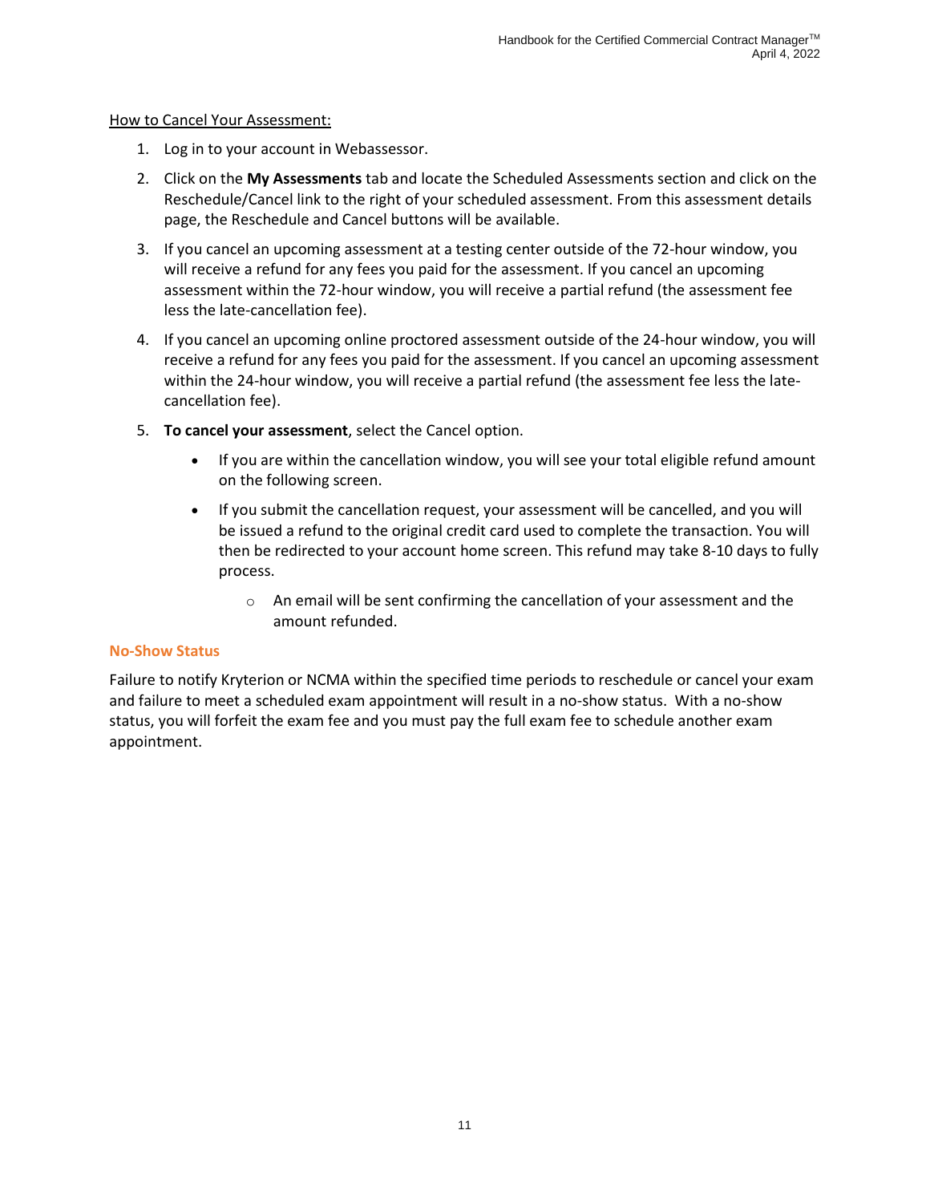How to Cancel Your Assessment:

1. Log in to your account in Webassessor.
2. Click on the **My Assessments** tab and locate the Scheduled Assessments section and click on the Reschedule/Cancel link to the right of your scheduled assessment. From this assessment details page, the Reschedule and Cancel buttons will be available.
3. If you cancel an upcoming assessment at a testing center outside of the 72-hour window, you will receive a refund for any fees you paid for the assessment. If you cancel an upcoming assessment within the 72-hour window, you will receive a partial refund (the assessment fee less the late-cancellation fee).
4. If you cancel an upcoming online proctored assessment outside of the 24-hour window, you will receive a refund for any fees you paid for the assessment. If you cancel an upcoming assessment within the 24-hour window, you will receive a partial refund (the assessment fee less the late-cancellation fee).
5. **To cancel your assessment**, select the Cancel option.
    - If you are within the cancellation window, you will see your total eligible refund amount on the following screen.
    - If you submit the cancellation request, your assessment will be cancelled, and you will be issued a refund to the original credit card used to complete the transaction. You will then be redirected to your account home screen. This refund may take 8-10 days to fully process.
        - An email will be sent confirming the cancellation of your assessment and the amount refunded.

### No-Show Status

Failure to notify Kryterion or NCMA within the specified time periods to reschedule or cancel your exam and failure to meet a scheduled exam appointment will result in a no-show status. With a no-show status, you will forfeit the exam fee and you must pay the full exam fee to schedule another exam appointment.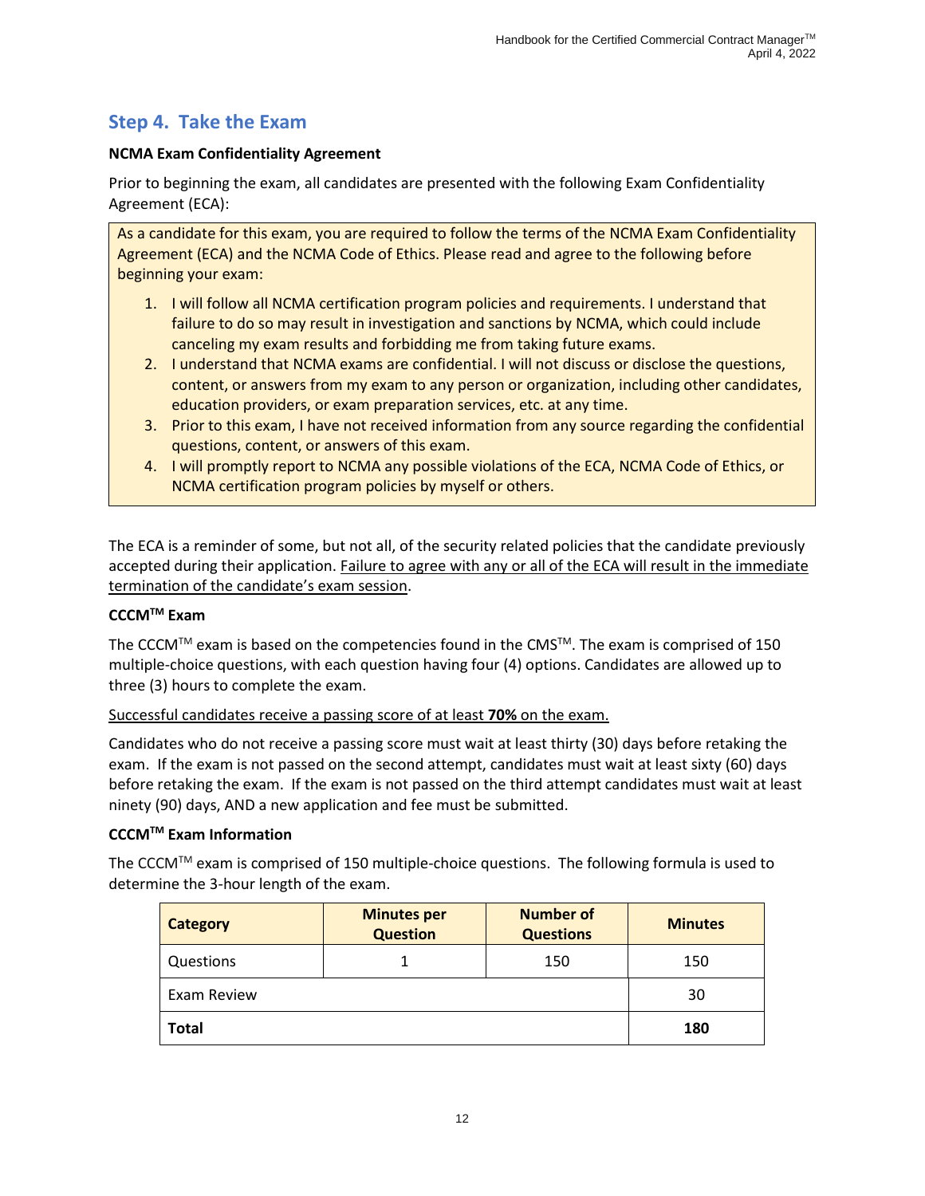## Step 4. Take the Exam

**NCMA Exam Confidentiality Agreement**

Prior to beginning the exam, all candidates are presented with the following Exam Confidentiality Agreement (ECA):

> As a candidate for this exam, you are required to follow the terms of the NCMA Exam Confidentiality Agreement (ECA) and the NCMA Code of Ethics. Please read and agree to the following before beginning your exam:
>
> 1. I will follow all NCMA certification program policies and requirements. I understand that failure to do so may result in investigation and sanctions by NCMA, which could include canceling my exam results and forbidding me from taking future exams.
> 2. I understand that NCMA exams are confidential. I will not discuss or disclose the questions, content, or answers from my exam to any person or organization, including other candidates, education providers, or exam preparation services, etc. at any time.
> 3. Prior to this exam, I have not received information from any source regarding the confidential questions, content, or answers of this exam.
> 4. I will promptly report to NCMA any possible violations of the ECA, NCMA Code of Ethics, or NCMA certification program policies by myself or others.

The ECA is a reminder of some, but not all, of the security related policies that the candidate previously accepted during their application. Failure to agree with any or all of the ECA will result in the immediate termination of the candidate's exam session.

**CCCM™ Exam**

The CCCM™ exam is based on the competencies found in the CMS™. The exam is comprised of 150 multiple-choice questions, with each question having four (4) options. Candidates are allowed up to three (3) hours to complete the exam.

Successful candidates receive a passing score of at least **70%** on the exam.

Candidates who do not receive a passing score must wait at least thirty (30) days before retaking the exam. If the exam is not passed on the second attempt, candidates must wait at least sixty (60) days before retaking the exam. If the exam is not passed on the third attempt candidates must wait at least ninety (90) days, AND a new application and fee must be submitted.

**CCCM™ Exam Information**

The CCCM™ exam is comprised of 150 multiple-choice questions. The following formula is used to determine the 3-hour length of the exam.

| Category | Minutes per Question | Number of Questions | Minutes |
|---|---|---|---|
| Questions | 1 | 150 | 150 |
| Exam Review | | | 30 |
| **Total** | | | **180** |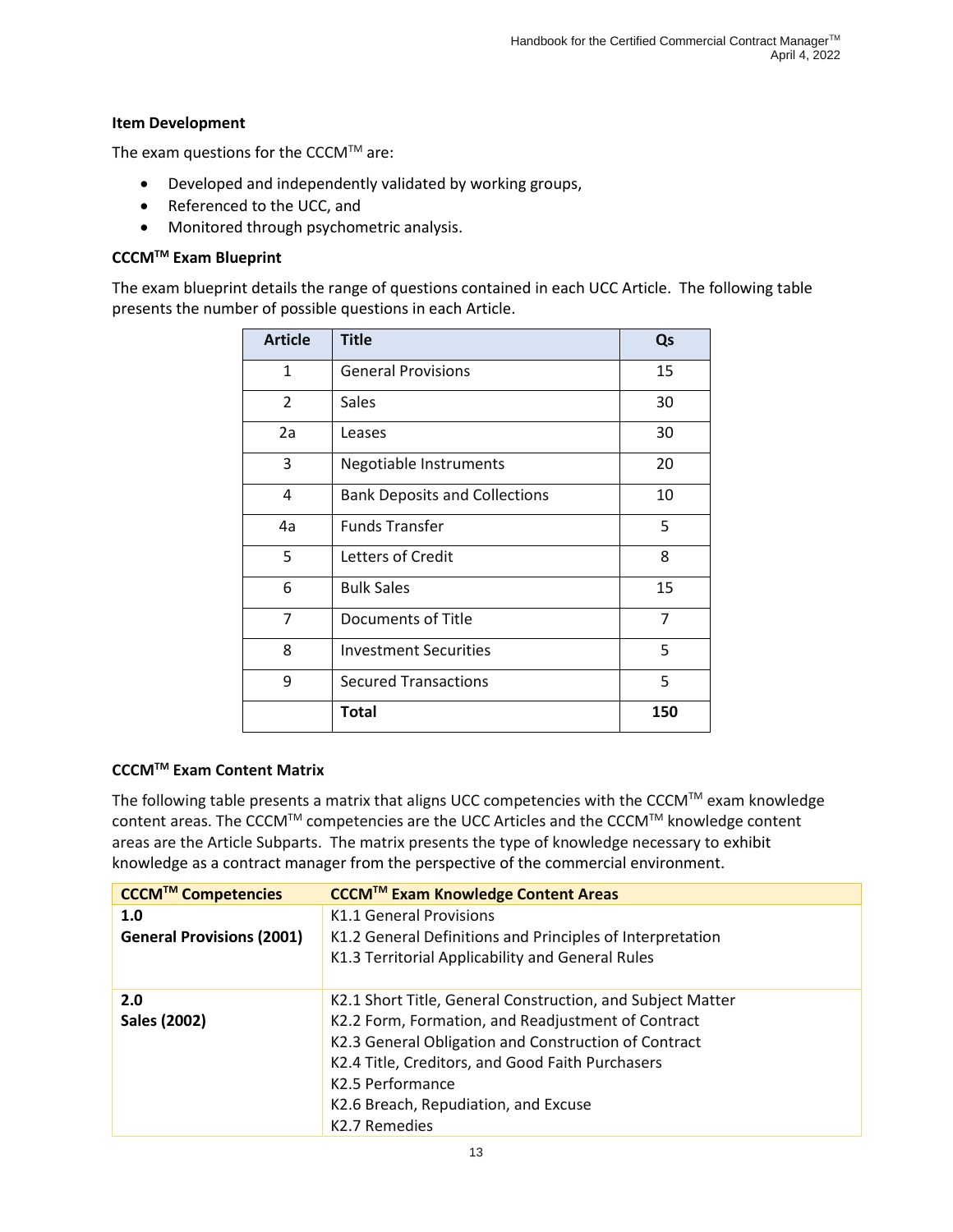**Item Development**

The exam questions for the CCCM™ are:

- Developed and independently validated by working groups,
- Referenced to the UCC, and
- Monitored through psychometric analysis.

**CCCM™ Exam Blueprint**

The exam blueprint details the range of questions contained in each UCC Article. The following table presents the number of possible questions in each Article.

| Article | Title | Qs |
|---|---|---|
| 1 | General Provisions | 15 |
| 2 | Sales | 30 |
| 2a | Leases | 30 |
| 3 | Negotiable Instruments | 20 |
| 4 | Bank Deposits and Collections | 10 |
| 4a | Funds Transfer | 5 |
| 5 | Letters of Credit | 8 |
| 6 | Bulk Sales | 15 |
| 7 | Documents of Title | 7 |
| 8 | Investment Securities | 5 |
| 9 | Secured Transactions | 5 |
| | **Total** | **150** |

**CCCM™ Exam Content Matrix**

The following table presents a matrix that aligns UCC competencies with the CCCM™ exam knowledge content areas. The CCCM™ competencies are the UCC Articles and the CCCM™ knowledge content areas are the Article Subparts. The matrix presents the type of knowledge necessary to exhibit knowledge as a contract manager from the perspective of the commercial environment.

| CCCM™ Competencies | CCCM™ Exam Knowledge Content Areas |
|---|---|
| **1.0**<br>**General Provisions (2001)** | K1.1 General Provisions<br>K1.2 General Definitions and Principles of Interpretation<br>K1.3 Territorial Applicability and General Rules |
| **2.0**<br>**Sales (2002)** | K2.1 Short Title, General Construction, and Subject Matter<br>K2.2 Form, Formation, and Readjustment of Contract<br>K2.3 General Obligation and Construction of Contract<br>K2.4 Title, Creditors, and Good Faith Purchasers<br>K2.5 Performance<br>K2.6 Breach, Repudiation, and Excuse<br>K2.7 Remedies |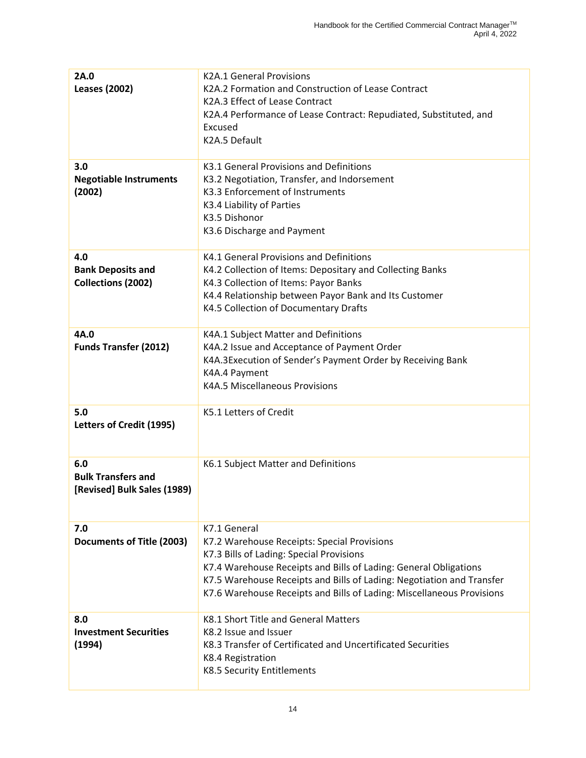| | |
|---|---|
| **2A.0**<br>**Leases (2002)** | K2A.1 General Provisions<br>K2A.2 Formation and Construction of Lease Contract<br>K2A.3 Effect of Lease Contract<br>K2A.4 Performance of Lease Contract: Repudiated, Substituted, and Excused<br>K2A.5 Default |
| **3.0**<br>**Negotiable Instruments (2002)** | K3.1 General Provisions and Definitions<br>K3.2 Negotiation, Transfer, and Indorsement<br>K3.3 Enforcement of Instruments<br>K3.4 Liability of Parties<br>K3.5 Dishonor<br>K3.6 Discharge and Payment |
| **4.0**<br>**Bank Deposits and Collections (2002)** | K4.1 General Provisions and Definitions<br>K4.2 Collection of Items: Depositary and Collecting Banks<br>K4.3 Collection of Items: Payor Banks<br>K4.4 Relationship between Payor Bank and Its Customer<br>K4.5 Collection of Documentary Drafts |
| **4A.0**<br>**Funds Transfer (2012)** | K4A.1 Subject Matter and Definitions<br>K4A.2 Issue and Acceptance of Payment Order<br>K4A.3Execution of Sender's Payment Order by Receiving Bank<br>K4A.4 Payment<br>K4A.5 Miscellaneous Provisions |
| **5.0**<br>**Letters of Credit (1995)** | K5.1 Letters of Credit |
| **6.0**<br>**Bulk Transfers and [Revised] Bulk Sales (1989)** | K6.1 Subject Matter and Definitions |
| **7.0**<br>**Documents of Title (2003)** | K7.1 General<br>K7.2 Warehouse Receipts: Special Provisions<br>K7.3 Bills of Lading: Special Provisions<br>K7.4 Warehouse Receipts and Bills of Lading: General Obligations<br>K7.5 Warehouse Receipts and Bills of Lading: Negotiation and Transfer<br>K7.6 Warehouse Receipts and Bills of Lading: Miscellaneous Provisions |
| **8.0**<br>**Investment Securities (1994)** | K8.1 Short Title and General Matters<br>K8.2 Issue and Issuer<br>K8.3 Transfer of Certificated and Uncertificated Securities<br>K8.4 Registration<br>K8.5 Security Entitlements |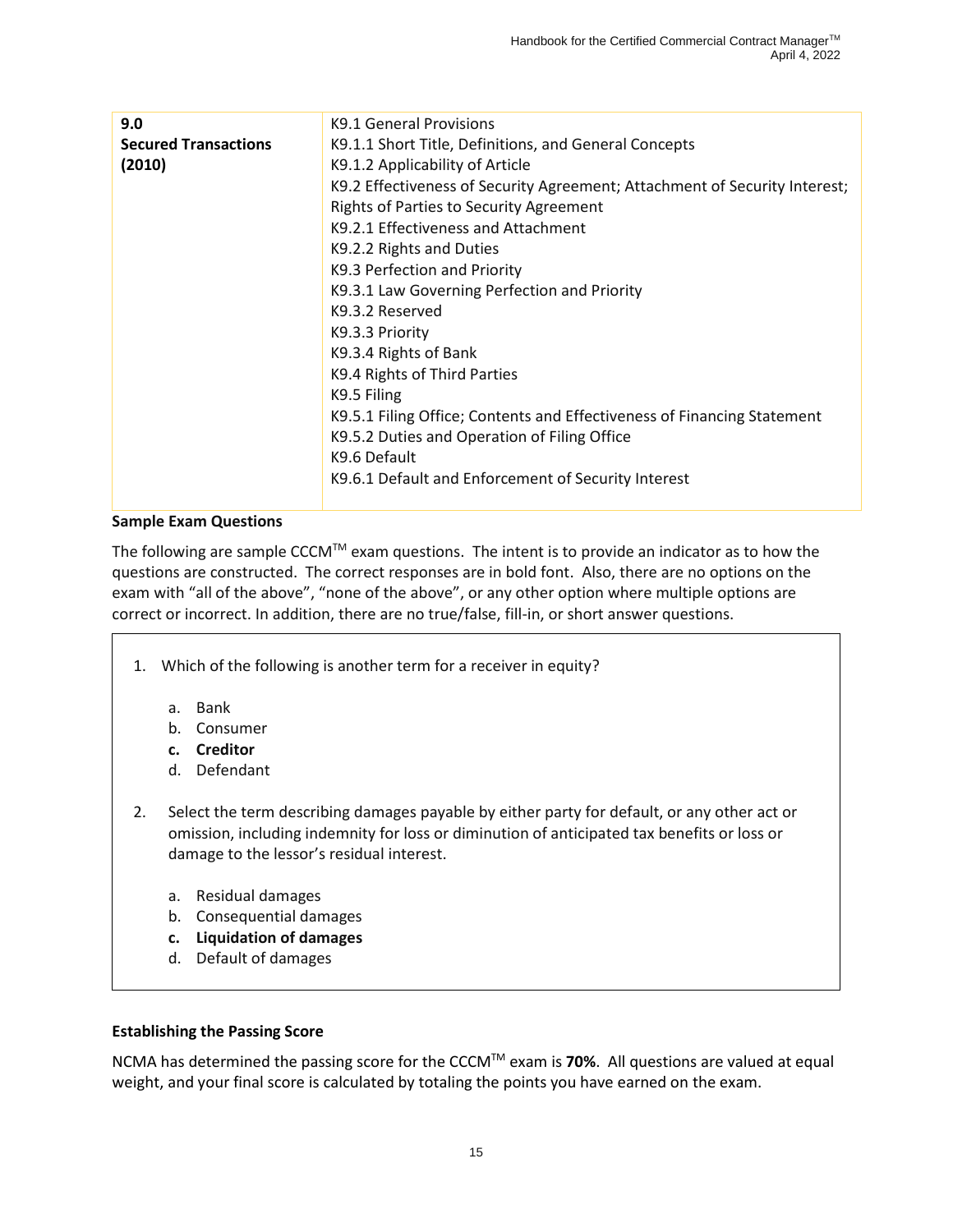| 9.0 **Secured Transactions (2010)** | K9.1 General Provisions<br>K9.1.1 Short Title, Definitions, and General Concepts<br>K9.1.2 Applicability of Article<br>K9.2 Effectiveness of Security Agreement; Attachment of Security Interest; Rights of Parties to Security Agreement<br>K9.2.1 Effectiveness and Attachment<br>K9.2.2 Rights and Duties<br>K9.3 Perfection and Priority<br>K9.3.1 Law Governing Perfection and Priority<br>K9.3.2 Reserved<br>K9.3.3 Priority<br>K9.3.4 Rights of Bank<br>K9.4 Rights of Third Parties<br>K9.5 Filing<br>K9.5.1 Filing Office; Contents and Effectiveness of Financing Statement<br>K9.5.2 Duties and Operation of Filing Office<br>K9.6 Default<br>K9.6.1 Default and Enforcement of Security Interest |
|---|---|

### Sample Exam Questions

The following are sample CCCM™ exam questions. The intent is to provide an indicator as to how the questions are constructed. The correct responses are in bold font. Also, there are no options on the exam with "all of the above", "none of the above", or any other option where multiple options are correct or incorrect. In addition, there are no true/false, fill-in, or short answer questions.

1. Which of the following is another term for a receiver in equity?

   a. Bank
   b. Consumer
   **c. Creditor**
   d. Defendant

2. Select the term describing damages payable by either party for default, or any other act or omission, including indemnity for loss or diminution of anticipated tax benefits or loss or damage to the lessor's residual interest.

   a. Residual damages
   b. Consequential damages
   **c. Liquidation of damages**
   d. Default of damages

### Establishing the Passing Score

NCMA has determined the passing score for the CCCM™ exam is **70%**. All questions are valued at equal weight, and your final score is calculated by totaling the points you have earned on the exam.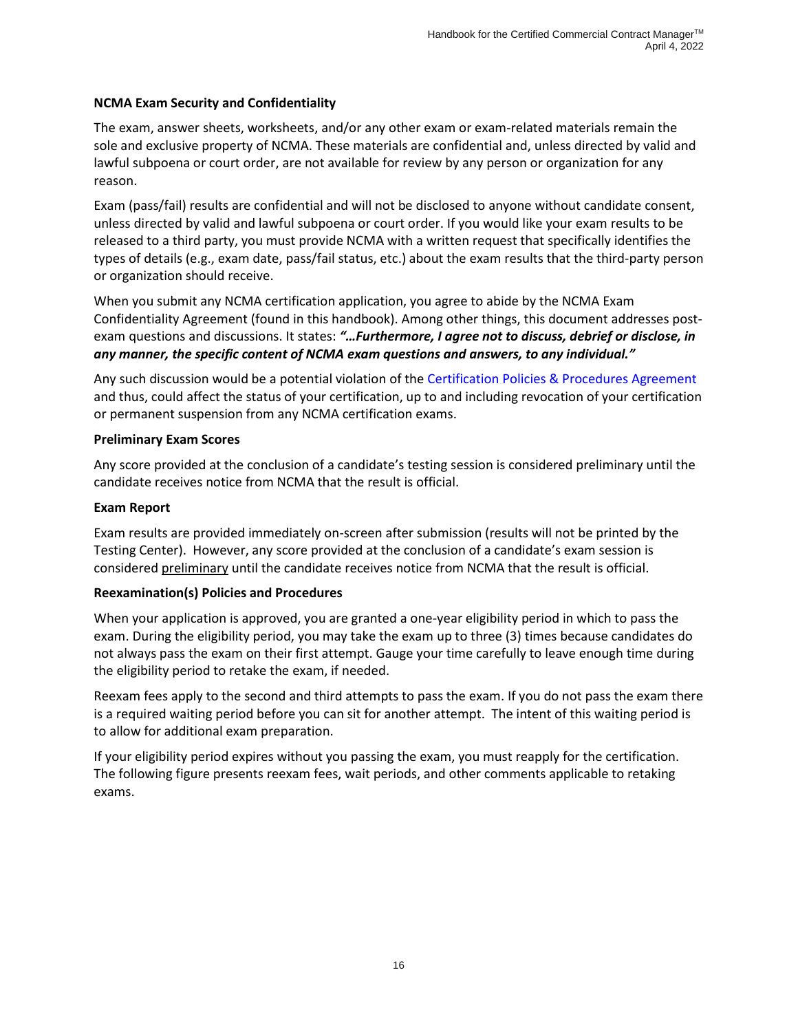### NCMA Exam Security and Confidentiality

The exam, answer sheets, worksheets, and/or any other exam or exam-related materials remain the sole and exclusive property of NCMA. These materials are confidential and, unless directed by valid and lawful subpoena or court order, are not available for review by any person or organization for any reason.

Exam (pass/fail) results are confidential and will not be disclosed to anyone without candidate consent, unless directed by valid and lawful subpoena or court order. If you would like your exam results to be released to a third party, you must provide NCMA with a written request that specifically identifies the types of details (e.g., exam date, pass/fail status, etc.) about the exam results that the third-party person or organization should receive.

When you submit any NCMA certification application, you agree to abide by the NCMA Exam Confidentiality Agreement (found in this handbook). Among other things, this document addresses post-exam questions and discussions. It states: ***"…Furthermore, I agree not to discuss, debrief or disclose, in any manner, the specific content of NCMA exam questions and answers, to any individual."***

Any such discussion would be a potential violation of the Certification Policies & Procedures Agreement and thus, could affect the status of your certification, up to and including revocation of your certification or permanent suspension from any NCMA certification exams.

### Preliminary Exam Scores

Any score provided at the conclusion of a candidate's testing session is considered preliminary until the candidate receives notice from NCMA that the result is official.

### Exam Report

Exam results are provided immediately on-screen after submission (results will not be printed by the Testing Center). However, any score provided at the conclusion of a candidate's exam session is considered preliminary until the candidate receives notice from NCMA that the result is official.

### Reexamination(s) Policies and Procedures

When your application is approved, you are granted a one-year eligibility period in which to pass the exam. During the eligibility period, you may take the exam up to three (3) times because candidates do not always pass the exam on their first attempt. Gauge your time carefully to leave enough time during the eligibility period to retake the exam, if needed.

Reexam fees apply to the second and third attempts to pass the exam. If you do not pass the exam there is a required waiting period before you can sit for another attempt. The intent of this waiting period is to allow for additional exam preparation.

If your eligibility period expires without you passing the exam, you must reapply for the certification. The following figure presents reexam fees, wait periods, and other comments applicable to retaking exams.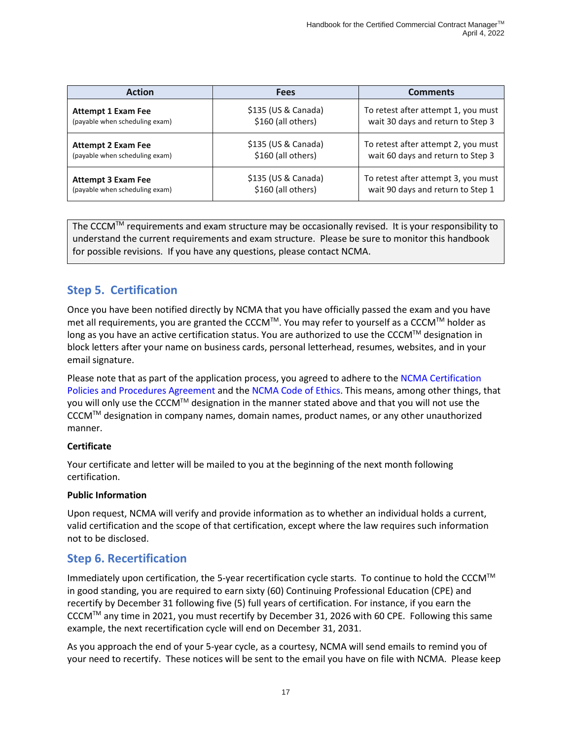| Action | Fees | Comments |
|---|---|---|
| **Attempt 1 Exam Fee** (payable when scheduling exam) | $135 (US & Canada) $160 (all others) | To retest after attempt 1, you must wait 30 days and return to Step 3 |
| **Attempt 2 Exam Fee** (payable when scheduling exam) | $135 (US & Canada) $160 (all others) | To retest after attempt 2, you must wait 60 days and return to Step 3 |
| **Attempt 3 Exam Fee** (payable when scheduling exam) | $135 (US & Canada) $160 (all others) | To retest after attempt 3, you must wait 90 days and return to Step 1 |

The CCCM™ requirements and exam structure may be occasionally revised. It is your responsibility to understand the current requirements and exam structure. Please be sure to monitor this handbook for possible revisions. If you have any questions, please contact NCMA.

## Step 5. Certification

Once you have been notified directly by NCMA that you have officially passed the exam and you have met all requirements, you are granted the CCCM™. You may refer to yourself as a CCCM™ holder as long as you have an active certification status. You are authorized to use the CCCM™ designation in block letters after your name on business cards, personal letterhead, resumes, websites, and in your email signature.

Please note that as part of the application process, you agreed to adhere to the NCMA Certification Policies and Procedures Agreement and the NCMA Code of Ethics. This means, among other things, that you will only use the CCCM™ designation in the manner stated above and that you will not use the CCCM™ designation in company names, domain names, product names, or any other unauthorized manner.

**Certificate**

Your certificate and letter will be mailed to you at the beginning of the next month following certification.

**Public Information**

Upon request, NCMA will verify and provide information as to whether an individual holds a current, valid certification and the scope of that certification, except where the law requires such information not to be disclosed.

## Step 6. Recertification

Immediately upon certification, the 5-year recertification cycle starts. To continue to hold the CCCM™ in good standing, you are required to earn sixty (60) Continuing Professional Education (CPE) and recertify by December 31 following five (5) full years of certification. For instance, if you earn the CCCM™ any time in 2021, you must recertify by December 31, 2026 with 60 CPE. Following this same example, the next recertification cycle will end on December 31, 2031.

As you approach the end of your 5-year cycle, as a courtesy, NCMA will send emails to remind you of your need to recertify. These notices will be sent to the email you have on file with NCMA. Please keep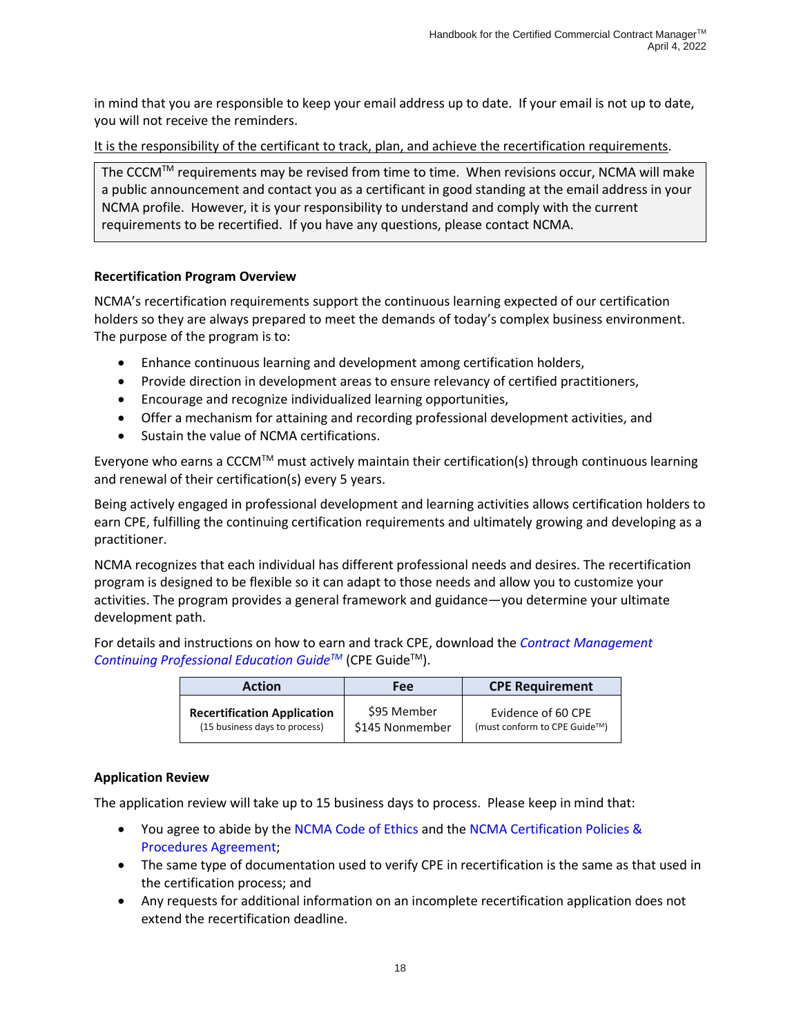in mind that you are responsible to keep your email address up to date. If your email is not up to date, you will not receive the reminders.

It is the responsibility of the certificant to track, plan, and achieve the recertification requirements.

> The CCCM™ requirements may be revised from time to time. When revisions occur, NCMA will make a public announcement and contact you as a certificant in good standing at the email address in your NCMA profile. However, it is your responsibility to understand and comply with the current requirements to be recertified. If you have any questions, please contact NCMA.

**Recertification Program Overview**

NCMA's recertification requirements support the continuous learning expected of our certification holders so they are always prepared to meet the demands of today's complex business environment. The purpose of the program is to:

- Enhance continuous learning and development among certification holders,
- Provide direction in development areas to ensure relevancy of certified practitioners,
- Encourage and recognize individualized learning opportunities,
- Offer a mechanism for attaining and recording professional development activities, and
- Sustain the value of NCMA certifications.

Everyone who earns a CCCM™ must actively maintain their certification(s) through continuous learning and renewal of their certification(s) every 5 years.

Being actively engaged in professional development and learning activities allows certification holders to earn CPE, fulfilling the continuing certification requirements and ultimately growing and developing as a practitioner.

NCMA recognizes that each individual has different professional needs and desires. The recertification program is designed to be flexible so it can adapt to those needs and allow you to customize your activities. The program provides a general framework and guidance—you determine your ultimate development path.

For details and instructions on how to earn and track CPE, download the *Contract Management Continuing Professional Education Guide™* (CPE Guide™).

| Action | Fee | CPE Requirement |
|---|---|---|
| **Recertification Application** (15 business days to process) | $95 Member $145 Nonmember | Evidence of 60 CPE (must conform to CPE Guide™) |

**Application Review**

The application review will take up to 15 business days to process. Please keep in mind that:

- You agree to abide by the NCMA Code of Ethics and the NCMA Certification Policies & Procedures Agreement;
- The same type of documentation used to verify CPE in recertification is the same as that used in the certification process; and
- Any requests for additional information on an incomplete recertification application does not extend the recertification deadline.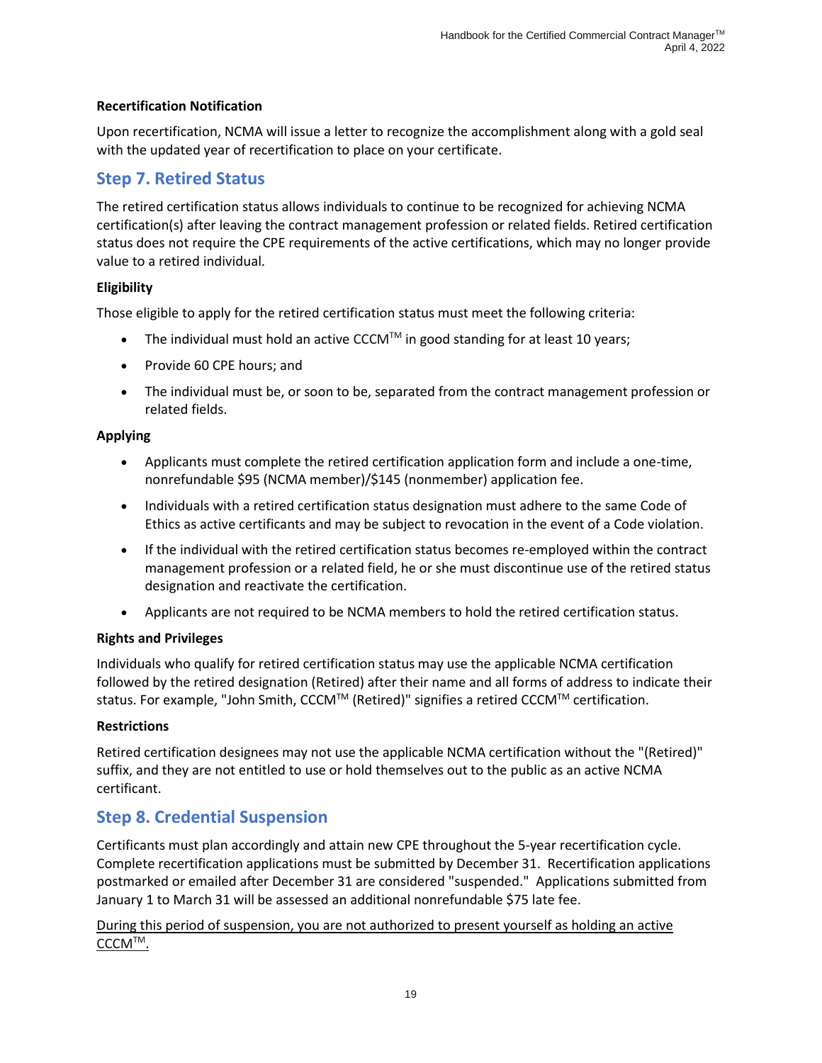**Recertification Notification**

Upon recertification, NCMA will issue a letter to recognize the accomplishment along with a gold seal with the updated year of recertification to place on your certificate.

## Step 7. Retired Status

The retired certification status allows individuals to continue to be recognized for achieving NCMA certification(s) after leaving the contract management profession or related fields. Retired certification status does not require the CPE requirements of the active certifications, which may no longer provide value to a retired individual.

**Eligibility**

Those eligible to apply for the retired certification status must meet the following criteria:

- The individual must hold an active CCCM™ in good standing for at least 10 years;
- Provide 60 CPE hours; and
- The individual must be, or soon to be, separated from the contract management profession or related fields.

**Applying**

- Applicants must complete the retired certification application form and include a one-time, nonrefundable $95 (NCMA member)/$145 (nonmember) application fee.
- Individuals with a retired certification status designation must adhere to the same Code of Ethics as active certificants and may be subject to revocation in the event of a Code violation.
- If the individual with the retired certification status becomes re-employed within the contract management profession or a related field, he or she must discontinue use of the retired status designation and reactivate the certification.
- Applicants are not required to be NCMA members to hold the retired certification status.

**Rights and Privileges**

Individuals who qualify for retired certification status may use the applicable NCMA certification followed by the retired designation (Retired) after their name and all forms of address to indicate their status. For example, "John Smith, CCCM™ (Retired)" signifies a retired CCCM™ certification.

**Restrictions**

Retired certification designees may not use the applicable NCMA certification without the "(Retired)" suffix, and they are not entitled to use or hold themselves out to the public as an active NCMA certificant.

## Step 8. Credential Suspension

Certificants must plan accordingly and attain new CPE throughout the 5-year recertification cycle. Complete recertification applications must be submitted by December 31. Recertification applications postmarked or emailed after December 31 are considered "suspended." Applications submitted from January 1 to March 31 will be assessed an additional nonrefundable $75 late fee.

<u>During this period of suspension, you are not authorized to present yourself as holding an active CCCM™.</u>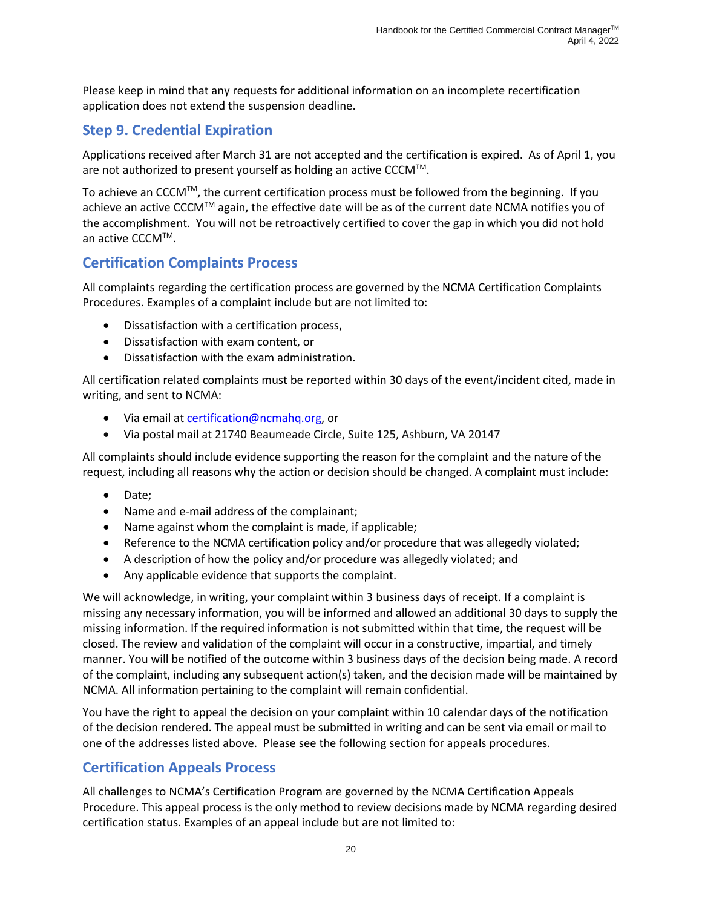Please keep in mind that any requests for additional information on an incomplete recertification application does not extend the suspension deadline.

## Step 9. Credential Expiration

Applications received after March 31 are not accepted and the certification is expired. As of April 1, you are not authorized to present yourself as holding an active CCCM™.

To achieve an CCCM™, the current certification process must be followed from the beginning. If you achieve an active CCCM™ again, the effective date will be as of the current date NCMA notifies you of the accomplishment. You will not be retroactively certified to cover the gap in which you did not hold an active CCCM™.

## Certification Complaints Process

All complaints regarding the certification process are governed by the NCMA Certification Complaints Procedures. Examples of a complaint include but are not limited to:

- Dissatisfaction with a certification process,
- Dissatisfaction with exam content, or
- Dissatisfaction with the exam administration.

All certification related complaints must be reported within 30 days of the event/incident cited, made in writing, and sent to NCMA:

- Via email at certification@ncmahq.org, or
- Via postal mail at 21740 Beaumeade Circle, Suite 125, Ashburn, VA 20147

All complaints should include evidence supporting the reason for the complaint and the nature of the request, including all reasons why the action or decision should be changed. A complaint must include:

- Date;
- Name and e-mail address of the complainant;
- Name against whom the complaint is made, if applicable;
- Reference to the NCMA certification policy and/or procedure that was allegedly violated;
- A description of how the policy and/or procedure was allegedly violated; and
- Any applicable evidence that supports the complaint.

We will acknowledge, in writing, your complaint within 3 business days of receipt. If a complaint is missing any necessary information, you will be informed and allowed an additional 30 days to supply the missing information. If the required information is not submitted within that time, the request will be closed. The review and validation of the complaint will occur in a constructive, impartial, and timely manner. You will be notified of the outcome within 3 business days of the decision being made. A record of the complaint, including any subsequent action(s) taken, and the decision made will be maintained by NCMA. All information pertaining to the complaint will remain confidential.

You have the right to appeal the decision on your complaint within 10 calendar days of the notification of the decision rendered. The appeal must be submitted in writing and can be sent via email or mail to one of the addresses listed above. Please see the following section for appeals procedures.

## Certification Appeals Process

All challenges to NCMA's Certification Program are governed by the NCMA Certification Appeals Procedure. This appeal process is the only method to review decisions made by NCMA regarding desired certification status. Examples of an appeal include but are not limited to: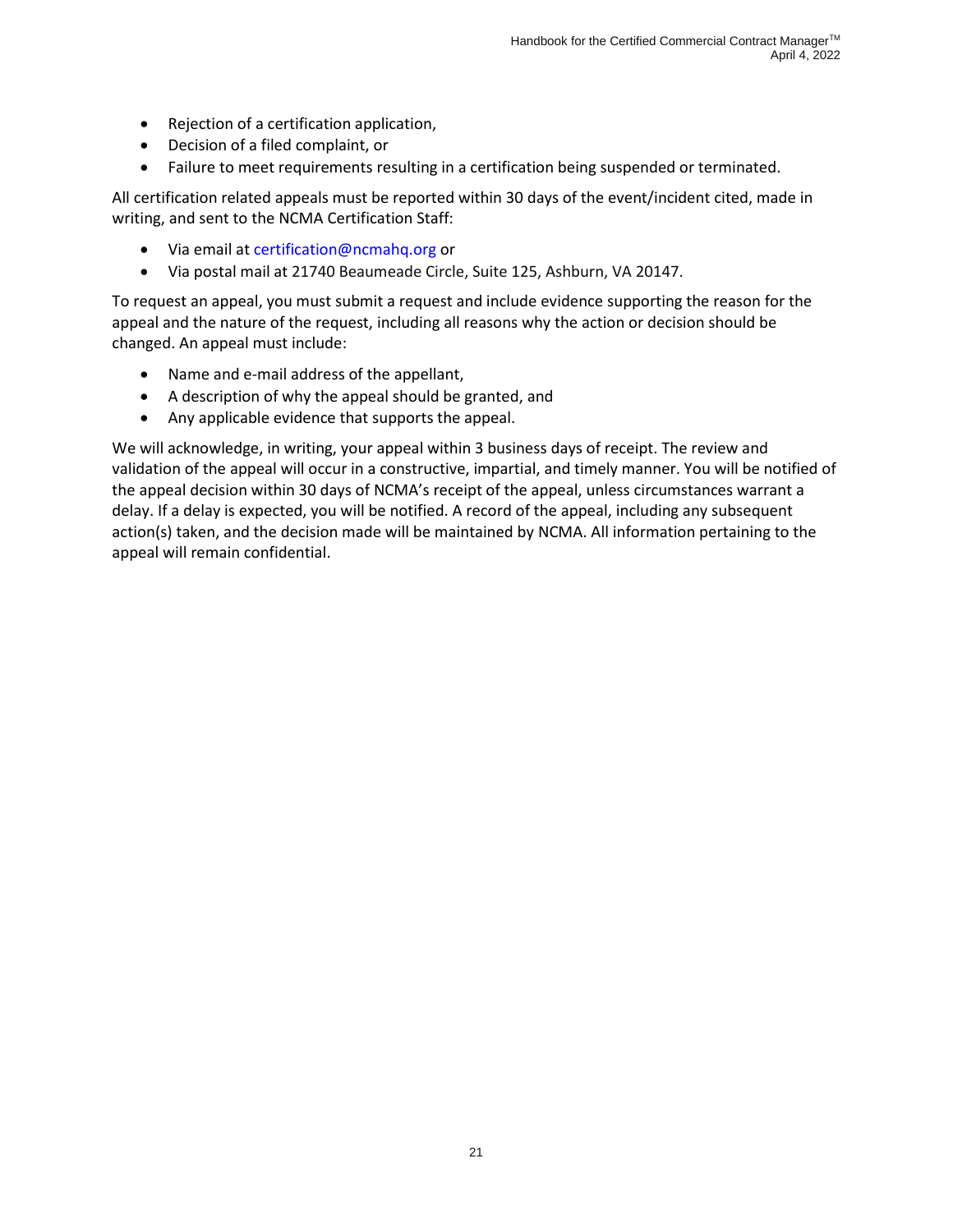- Rejection of a certification application,
- Decision of a filed complaint, or
- Failure to meet requirements resulting in a certification being suspended or terminated.

All certification related appeals must be reported within 30 days of the event/incident cited, made in writing, and sent to the NCMA Certification Staff:

- Via email at certification@ncmahq.org or
- Via postal mail at 21740 Beaumeade Circle, Suite 125, Ashburn, VA 20147.

To request an appeal, you must submit a request and include evidence supporting the reason for the appeal and the nature of the request, including all reasons why the action or decision should be changed. An appeal must include:

- Name and e-mail address of the appellant,
- A description of why the appeal should be granted, and
- Any applicable evidence that supports the appeal.

We will acknowledge, in writing, your appeal within 3 business days of receipt. The review and validation of the appeal will occur in a constructive, impartial, and timely manner. You will be notified of the appeal decision within 30 days of NCMA's receipt of the appeal, unless circumstances warrant a delay. If a delay is expected, you will be notified. A record of the appeal, including any subsequent action(s) taken, and the decision made will be maintained by NCMA. All information pertaining to the appeal will remain confidential.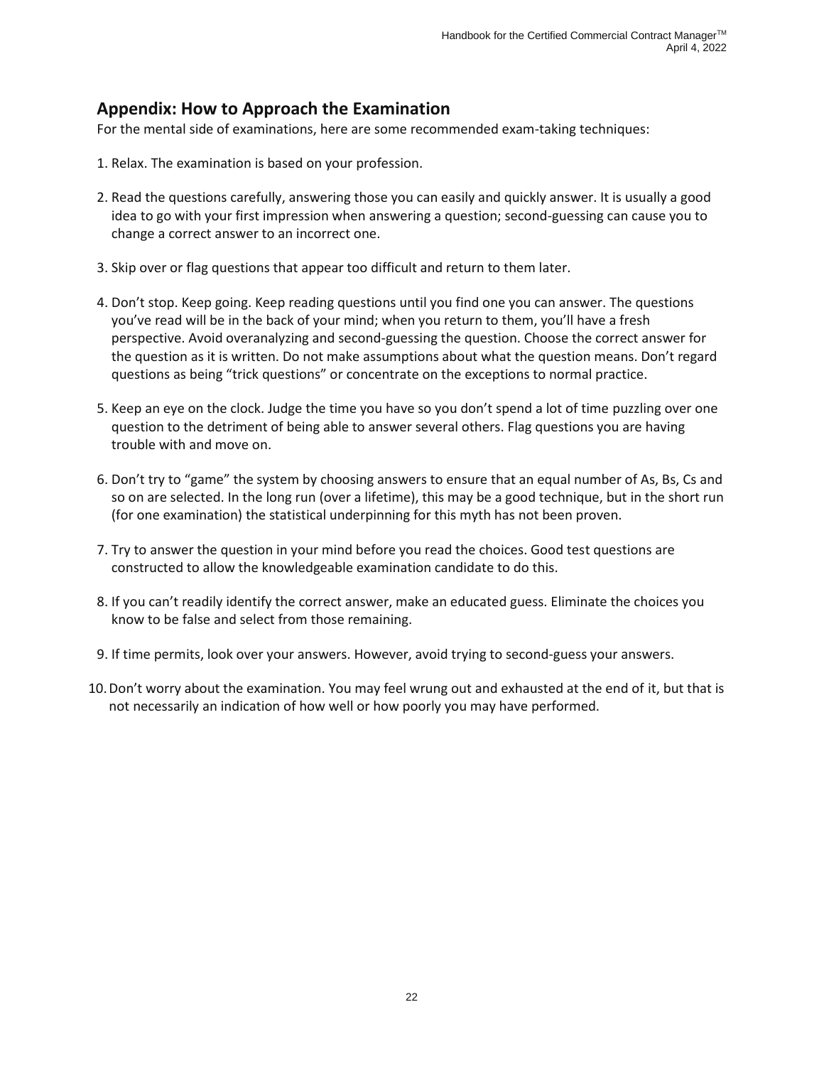## Appendix: How to Approach the Examination

For the mental side of examinations, here are some recommended exam-taking techniques:

1. Relax. The examination is based on your profession.

2. Read the questions carefully, answering those you can easily and quickly answer. It is usually a good idea to go with your first impression when answering a question; second-guessing can cause you to change a correct answer to an incorrect one.

3. Skip over or flag questions that appear too difficult and return to them later.

4. Don't stop. Keep going. Keep reading questions until you find one you can answer. The questions you've read will be in the back of your mind; when you return to them, you'll have a fresh perspective. Avoid overanalyzing and second-guessing the question. Choose the correct answer for the question as it is written. Do not make assumptions about what the question means. Don't regard questions as being "trick questions" or concentrate on the exceptions to normal practice.

5. Keep an eye on the clock. Judge the time you have so you don't spend a lot of time puzzling over one question to the detriment of being able to answer several others. Flag questions you are having trouble with and move on.

6. Don't try to "game" the system by choosing answers to ensure that an equal number of As, Bs, Cs and so on are selected. In the long run (over a lifetime), this may be a good technique, but in the short run (for one examination) the statistical underpinning for this myth has not been proven.

7. Try to answer the question in your mind before you read the choices. Good test questions are constructed to allow the knowledgeable examination candidate to do this.

8. If you can't readily identify the correct answer, make an educated guess. Eliminate the choices you know to be false and select from those remaining.

9. If time permits, look over your answers. However, avoid trying to second-guess your answers.

10. Don't worry about the examination. You may feel wrung out and exhausted at the end of it, but that is not necessarily an indication of how well or how poorly you may have performed.